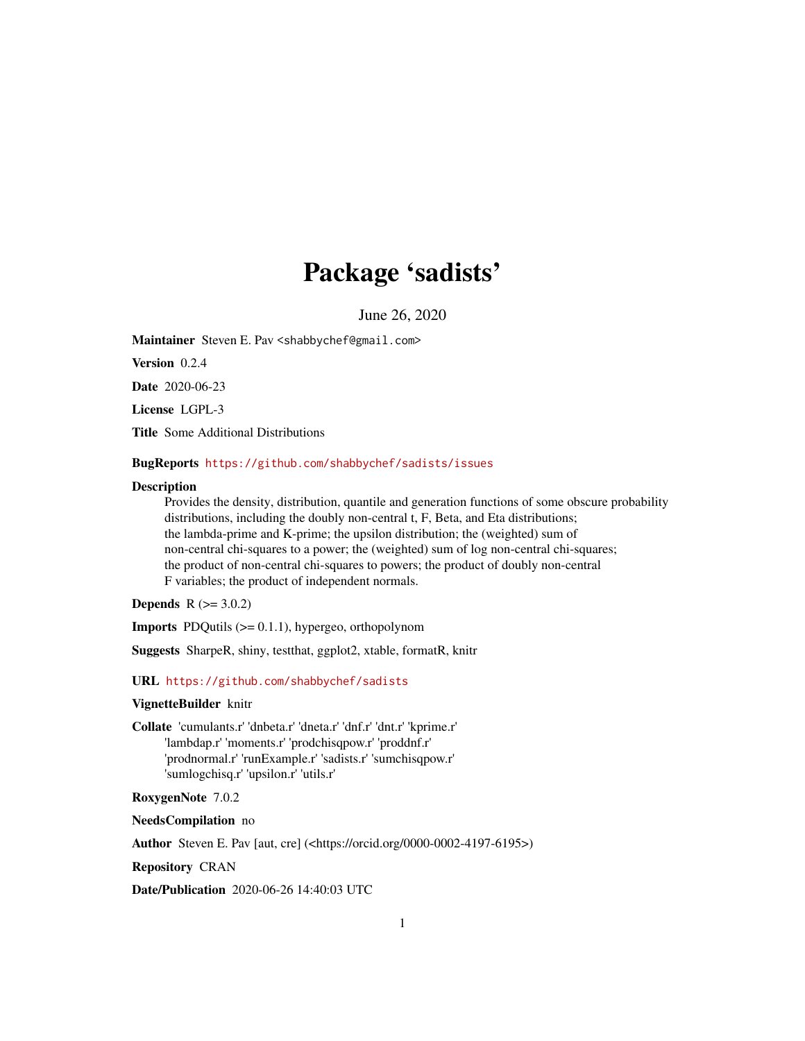# Package 'sadists'

June 26, 2020

**Maintainer** Steven E. Pav <shabbychef@gmail.com>

**Version** 0.2.4

**Date** 2020-06-23

**License** LGPL-3

**Title** Some Additional Distributions

**BugReports** https://github.com/shabbychef/sadists/issues

**Description**
Provides the density, distribution, quantile and generation functions of some obscure probability distributions, including the doubly non-central t, F, Beta, and Eta distributions; the lambda-prime and K-prime; the upsilon distribution; the (weighted) sum of non-central chi-squares to a power; the (weighted) sum of log non-central chi-squares; the product of non-central chi-squares to powers; the product of doubly non-central F variables; the product of independent normals.

**Depends** R (>= 3.0.2)

**Imports** PDQutils (>= 0.1.1), hypergeo, orthopolynom

**Suggests** SharpeR, shiny, testthat, ggplot2, xtable, formatR, knitr

**URL** https://github.com/shabbychef/sadists

**VignetteBuilder** knitr

**Collate** 'cumulants.r' 'dnbeta.r' 'dneta.r' 'dnf.r' 'dnt.r' 'kprime.r' 'lambdap.r' 'moments.r' 'prodchisqpow.r' 'proddnf.r' 'prodnormal.r' 'runExample.r' 'sadists.r' 'sumchisqpow.r' 'sumlogchisq.r' 'upsilon.r' 'utils.r'

**RoxygenNote** 7.0.2

**NeedsCompilation** no

**Author** Steven E. Pav [aut, cre] (<https://orcid.org/0000-0002-4197-6195>)

**Repository** CRAN

**Date/Publication** 2020-06-26 14:40:03 UTC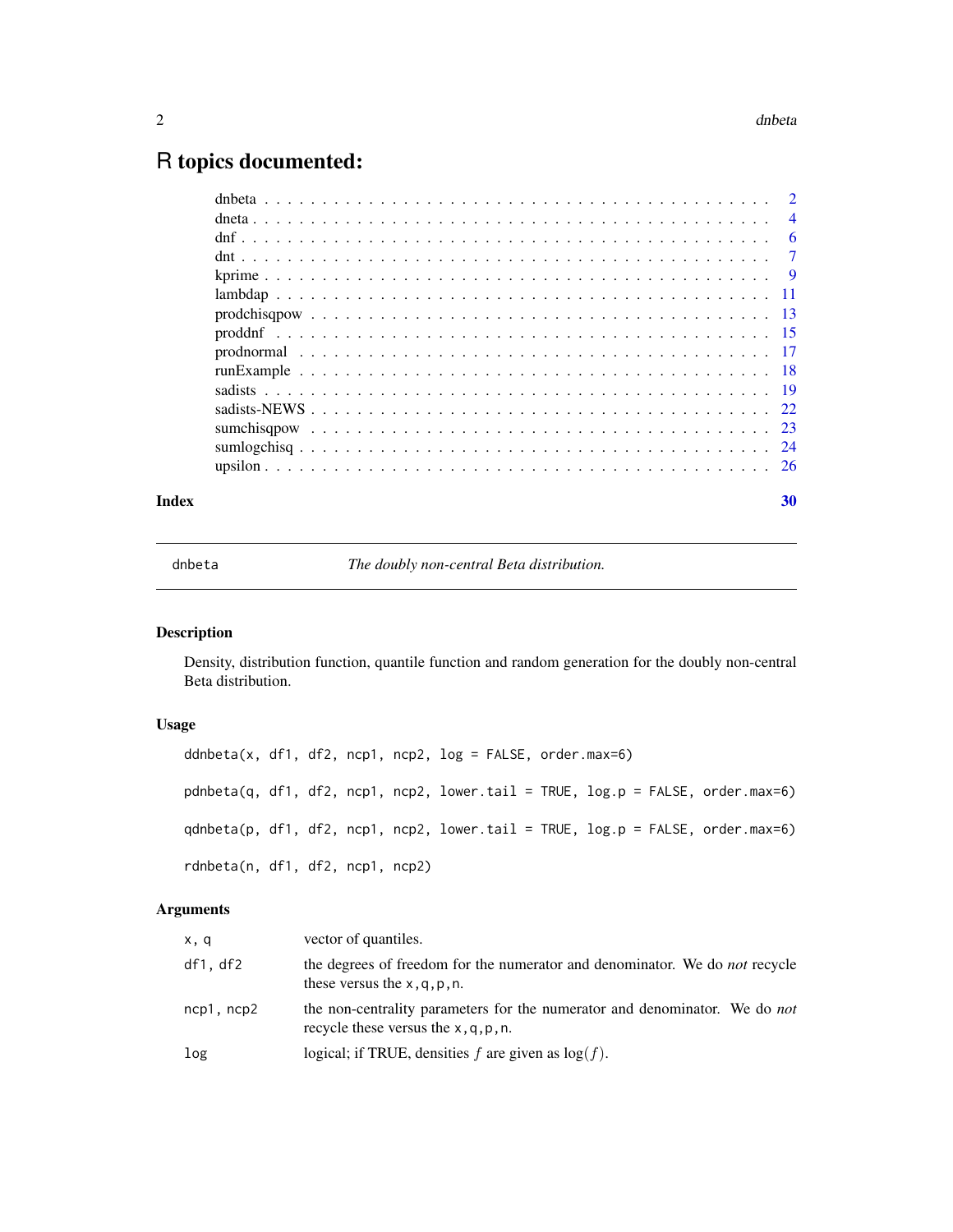# R topics documented:

| | |
|---|---|
| dnbeta | 2 |
| dneta | 4 |
| dnf | 6 |
| dnt | 7 |
| kprime | 9 |
| lambdap | 11 |
| prodchisqpow | 13 |
| proddnf | 15 |
| prodnormal | 17 |
| runExample | 18 |
| sadists | 19 |
| sadists-NEWS | 22 |
| sumchisqpow | 23 |
| sumlogchisq | 24 |
| upsilon | 26 |
| **Index** | **30** |

---

dnbeta — *The doubly non-central Beta distribution.*

---

## Description

Density, distribution function, quantile function and random generation for the doubly non-central Beta distribution.

## Usage

```
ddnbeta(x, df1, df2, ncp1, ncp2, log = FALSE, order.max=6)

pdnbeta(q, df1, df2, ncp1, ncp2, lower.tail = TRUE, log.p = FALSE, order.max=6)

qdnbeta(p, df1, df2, ncp1, ncp2, lower.tail = TRUE, log.p = FALSE, order.max=6)

rdnbeta(n, df1, df2, ncp1, ncp2)
```

## Arguments

| | |
|---|---|
| `x, q` | vector of quantiles. |
| `df1, df2` | the degrees of freedom for the numerator and denominator. We do *not* recycle these versus the `x,q,p,n`. |
| `ncp1, ncp2` | the non-centrality parameters for the numerator and denominator. We do *not* recycle these versus the `x,q,p,n`. |
| `log` | logical; if TRUE, densities $f$ are given as $\log(f)$. |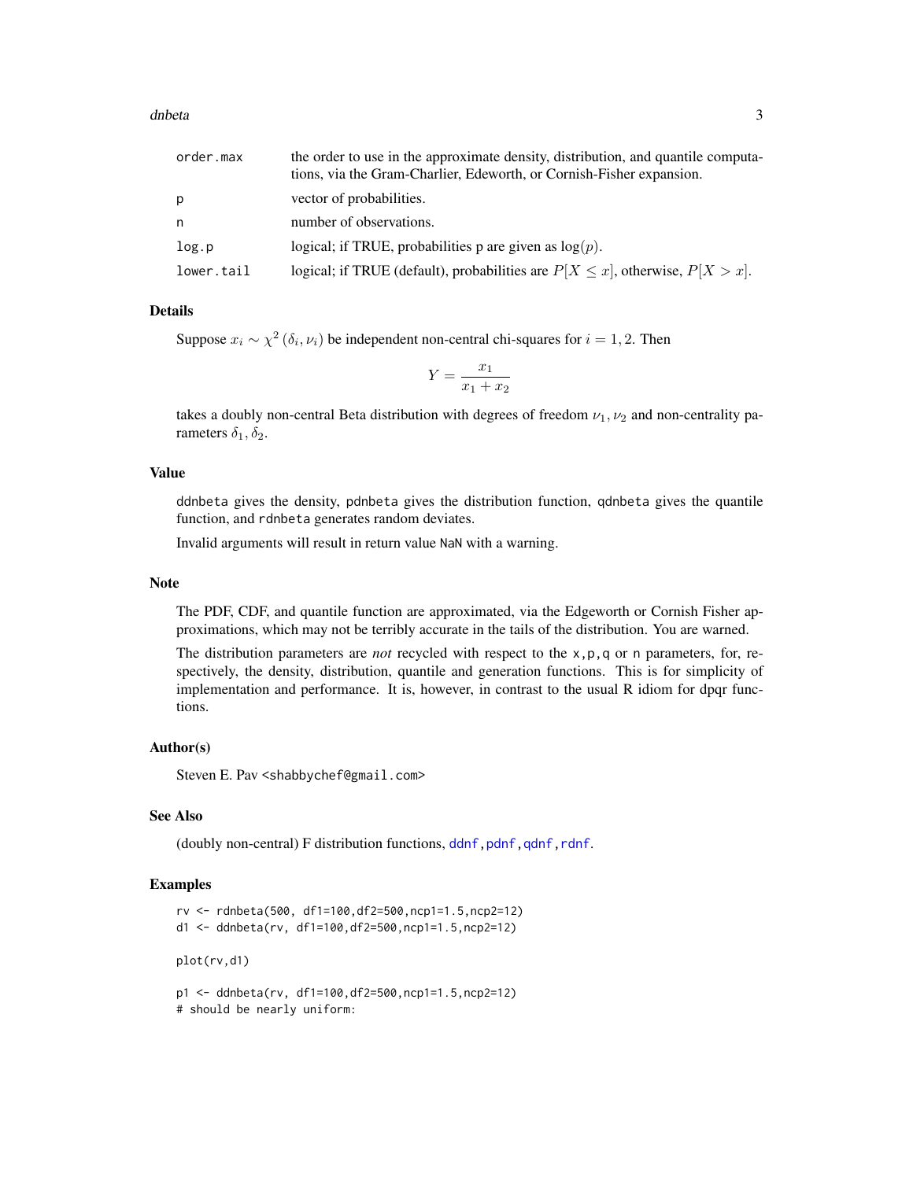| | |
|---|---|
| order.max | the order to use in the approximate density, distribution, and quantile computations, via the Gram-Charlier, Edeworth, or Cornish-Fisher expansion. |
| p | vector of probabilities. |
| n | number of observations. |
| log.p | logical; if TRUE, probabilities p are given as $\log(p)$. |
| lower.tail | logical; if TRUE (default), probabilities are $P[X \le x]$, otherwise, $P[X > x]$. |

## Details

Suppose $x_i \sim \chi^2(\delta_i, \nu_i)$ be independent non-central chi-squares for $i = 1, 2$. Then

$$Y = \frac{x_1}{x_1 + x_2}$$

takes a doubly non-central Beta distribution with degrees of freedom $\nu_1, \nu_2$ and non-centrality parameters $\delta_1, \delta_2$.

## Value

ddnbeta gives the density, pdnbeta gives the distribution function, qdnbeta gives the quantile function, and rdnbeta generates random deviates.

Invalid arguments will result in return value NaN with a warning.

## Note

The PDF, CDF, and quantile function are approximated, via the Edgeworth or Cornish Fisher approximations, which may not be terribly accurate in the tails of the distribution. You are warned.

The distribution parameters are *not* recycled with respect to the x,p,q or n parameters, for, respectively, the density, distribution, quantile and generation functions. This is for simplicity of implementation and performance. It is, however, in contrast to the usual R idiom for dpqr functions.

## Author(s)

Steven E. Pav <shabbychef@gmail.com>

## See Also

(doubly non-central) F distribution functions, ddnf, pdnf, qdnf, rdnf.

## Examples

```
rv <- rdnbeta(500, df1=100,df2=500,ncp1=1.5,ncp2=12)
d1 <- ddnbeta(rv, df1=100,df2=500,ncp1=1.5,ncp2=12)

plot(rv,d1)

p1 <- ddnbeta(rv, df1=100,df2=500,ncp1=1.5,ncp2=12)
# should be nearly uniform:
```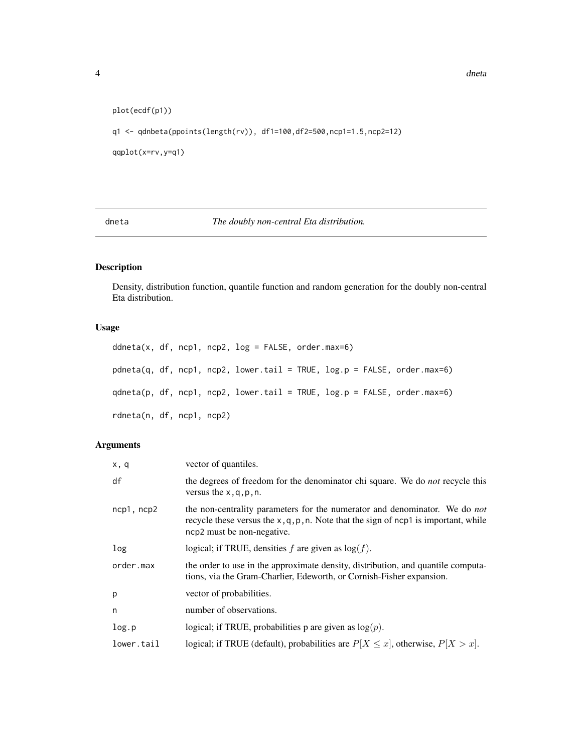```
plot(ecdf(p1))

q1 <- qdnbeta(ppoints(length(rv)), df1=100,df2=500,ncp1=1.5,ncp2=12)

qqplot(x=rv,y=q1)
```

---

## dneta — *The doubly non-central Eta distribution.*

---

### Description

Density, distribution function, quantile function and random generation for the doubly non-central Eta distribution.

### Usage

```
ddneta(x, df, ncp1, ncp2, log = FALSE, order.max=6)

pdneta(q, df, ncp1, ncp2, lower.tail = TRUE, log.p = FALSE, order.max=6)

qdneta(p, df, ncp1, ncp2, lower.tail = TRUE, log.p = FALSE, order.max=6)

rdneta(n, df, ncp1, ncp2)
```

### Arguments

| | |
|---|---|
| `x, q` | vector of quantiles. |
| `df` | the degrees of freedom for the denominator chi square. We do *not* recycle this versus the `x,q,p,n`. |
| `ncp1, ncp2` | the non-centrality parameters for the numerator and denominator. We do *not* recycle these versus the `x,q,p,n`. Note that the sign of `ncp1` is important, while `ncp2` must be non-negative. |
| `log` | logical; if TRUE, densities $f$ are given as $\log(f)$. |
| `order.max` | the order to use in the approximate density, distribution, and quantile computations, via the Gram-Charlier, Edeworth, or Cornish-Fisher expansion. |
| `p` | vector of probabilities. |
| `n` | number of observations. |
| `log.p` | logical; if TRUE, probabilities p are given as $\log(p)$. |
| `lower.tail` | logical; if TRUE (default), probabilities are $P[X \le x]$, otherwise, $P[X > x]$. |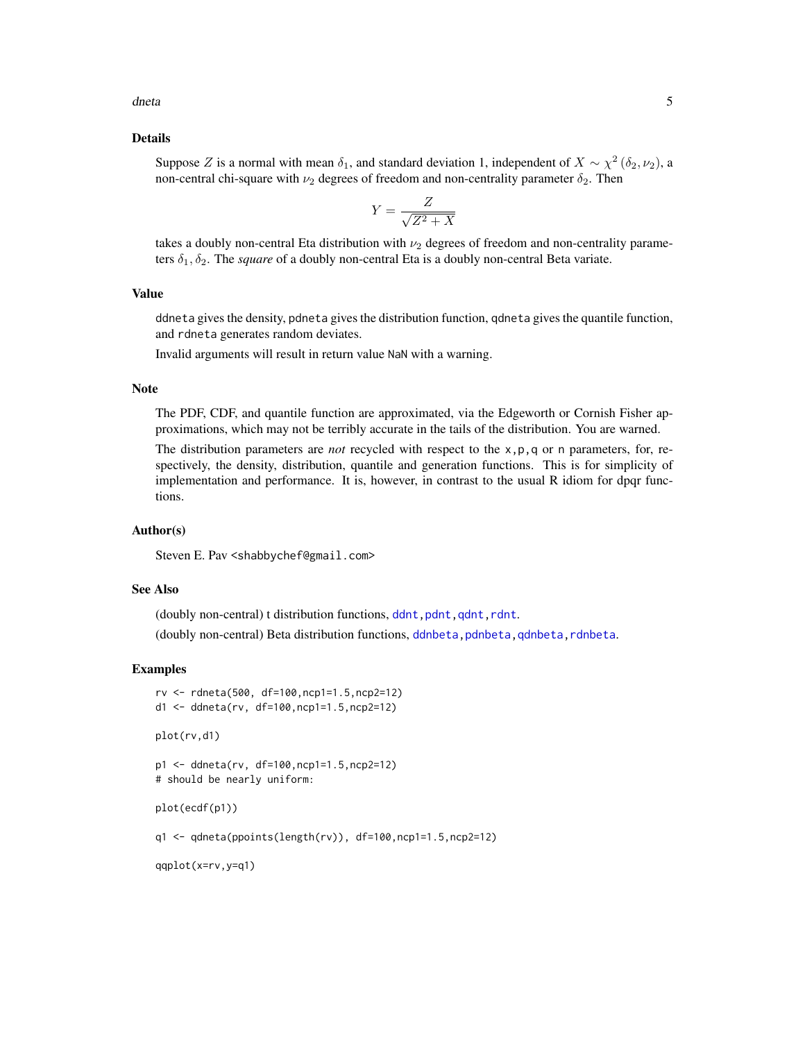## Details

Suppose $Z$ is a normal with mean $\delta_1$, and standard deviation 1, independent of $X \sim \chi^2(\delta_2, \nu_2)$, a non-central chi-square with $\nu_2$ degrees of freedom and non-centrality parameter $\delta_2$. Then

$$Y = \frac{Z}{\sqrt{Z^2 + X}}$$

takes a doubly non-central Eta distribution with $\nu_2$ degrees of freedom and non-centrality parameters $\delta_1, \delta_2$. The *square* of a doubly non-central Eta is a doubly non-central Beta variate.

## Value

`ddneta` gives the density, `pdneta` gives the distribution function, `qdneta` gives the quantile function, and `rdneta` generates random deviates.

Invalid arguments will result in return value `NaN` with a warning.

## Note

The PDF, CDF, and quantile function are approximated, via the Edgeworth or Cornish Fisher approximations, which may not be terribly accurate in the tails of the distribution. You are warned.

The distribution parameters are *not* recycled with respect to the `x,p,q` or `n` parameters, for, respectively, the density, distribution, quantile and generation functions. This is for simplicity of implementation and performance. It is, however, in contrast to the usual R idiom for dpqr functions.

## Author(s)

Steven E. Pav <shabbychef@gmail.com>

## See Also

(doubly non-central) t distribution functions, `ddnt`, `pdnt`, `qdnt`, `rdnt`.

(doubly non-central) Beta distribution functions, `ddnbeta`, `pdnbeta`, `qdnbeta`, `rdnbeta`.

## Examples

```
rv <- rdneta(500, df=100,ncp1=1.5,ncp2=12)
d1 <- ddneta(rv, df=100,ncp1=1.5,ncp2=12)

plot(rv,d1)

p1 <- ddneta(rv, df=100,ncp1=1.5,ncp2=12)
# should be nearly uniform:

plot(ecdf(p1))

q1 <- qdneta(ppoints(length(rv)), df=100,ncp1=1.5,ncp2=12)

qqplot(x=rv,y=q1)
```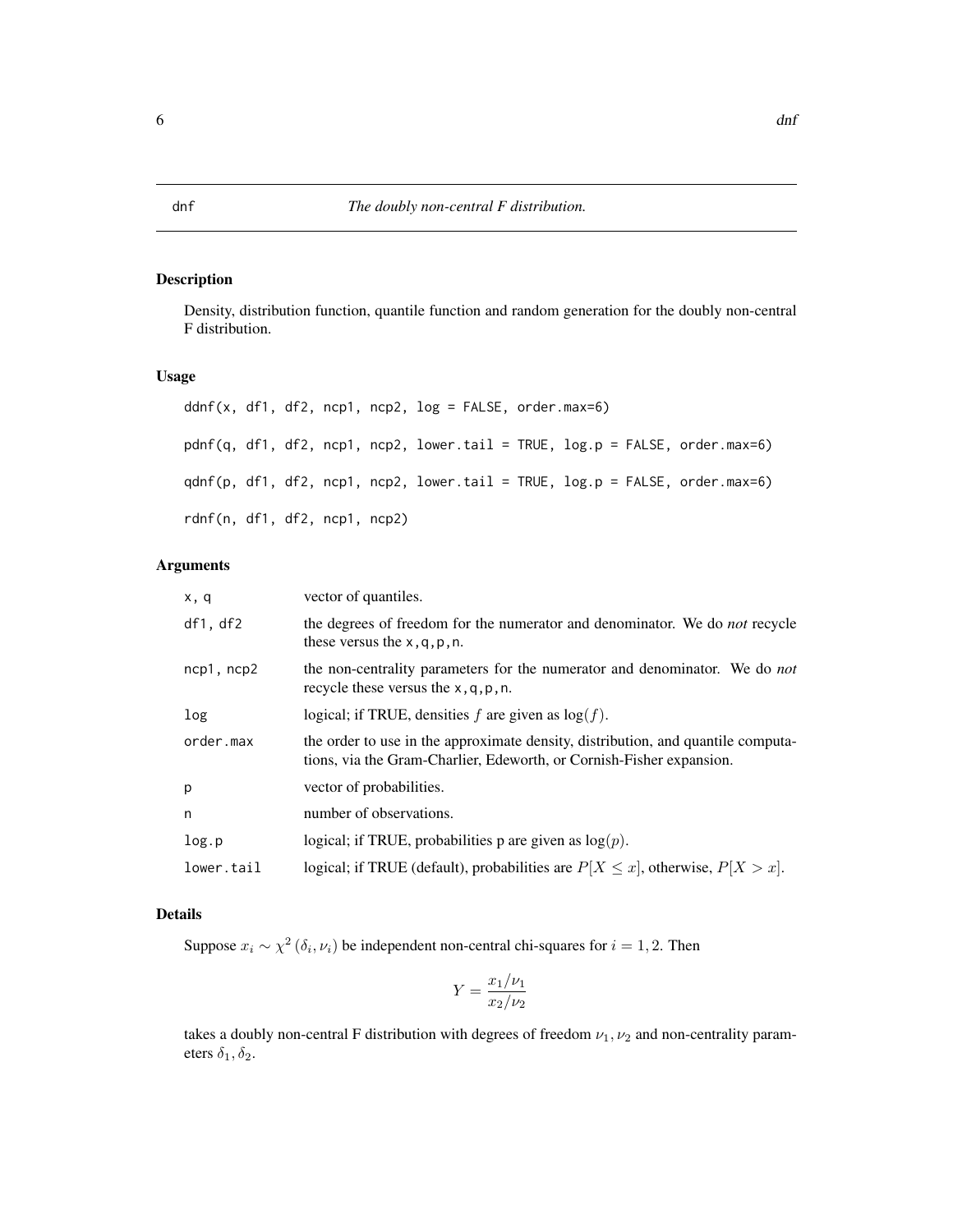# dnf — *The doubly non-central F distribution.*

## Description

Density, distribution function, quantile function and random generation for the doubly non-central F distribution.

## Usage

```
ddnf(x, df1, df2, ncp1, ncp2, log = FALSE, order.max=6)

pdnf(q, df1, df2, ncp1, ncp2, lower.tail = TRUE, log.p = FALSE, order.max=6)

qdnf(p, df1, df2, ncp1, ncp2, lower.tail = TRUE, log.p = FALSE, order.max=6)

rdnf(n, df1, df2, ncp1, ncp2)
```

## Arguments

| | |
|---|---|
| `x, q` | vector of quantiles. |
| `df1, df2` | the degrees of freedom for the numerator and denominator. We do *not* recycle these versus the `x,q,p,n`. |
| `ncp1, ncp2` | the non-centrality parameters for the numerator and denominator. We do *not* recycle these versus the `x,q,p,n`. |
| `log` | logical; if TRUE, densities $f$ are given as $\log(f)$. |
| `order.max` | the order to use in the approximate density, distribution, and quantile computations, via the Gram-Charlier, Edeworth, or Cornish-Fisher expansion. |
| `p` | vector of probabilities. |
| `n` | number of observations. |
| `log.p` | logical; if TRUE, probabilities p are given as $\log(p)$. |
| `lower.tail` | logical; if TRUE (default), probabilities are $P[X \le x]$, otherwise, $P[X > x]$. |

## Details

Suppose $x_i \sim \chi^2(\delta_i, \nu_i)$ be independent non-central chi-squares for $i = 1, 2$. Then

$$Y = \frac{x_1/\nu_1}{x_2/\nu_2}$$

takes a doubly non-central F distribution with degrees of freedom $\nu_1, \nu_2$ and non-centrality parameters $\delta_1, \delta_2$.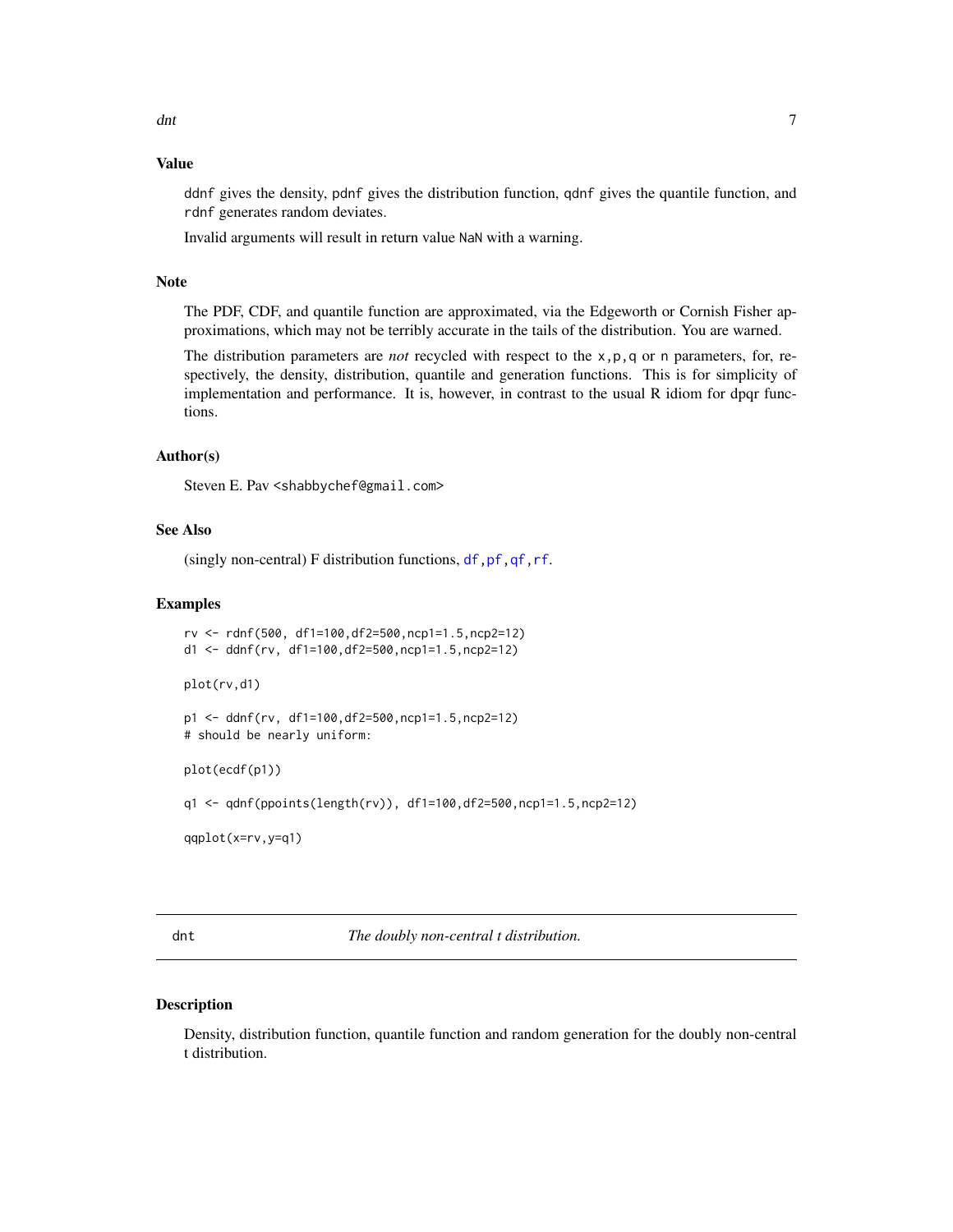### Value

`ddnf` gives the density, `pdnf` gives the distribution function, `qdnf` gives the quantile function, and `rdnf` generates random deviates.

Invalid arguments will result in return value `NaN` with a warning.

### Note

The PDF, CDF, and quantile function are approximated, via the Edgeworth or Cornish Fisher approximations, which may not be terribly accurate in the tails of the distribution. You are warned.

The distribution parameters are *not* recycled with respect to the `x,p,q` or `n` parameters, for, respectively, the density, distribution, quantile and generation functions. This is for simplicity of implementation and performance. It is, however, in contrast to the usual R idiom for dpqr functions.

### Author(s)

Steven E. Pav <shabbychef@gmail.com>

### See Also

(singly non-central) F distribution functions, `df`, `pf`, `qf`, `rf`.

### Examples

```
rv <- rdnf(500, df1=100,df2=500,ncp1=1.5,ncp2=12)
d1 <- ddnf(rv, df1=100,df2=500,ncp1=1.5,ncp2=12)

plot(rv,d1)

p1 <- ddnf(rv, df1=100,df2=500,ncp1=1.5,ncp2=12)
# should be nearly uniform:

plot(ecdf(p1))

q1 <- qdnf(ppoints(length(rv)), df1=100,df2=500,ncp1=1.5,ncp2=12)

qqplot(x=rv,y=q1)
```

---

## dnt *The doubly non-central t distribution.*

### Description

Density, distribution function, quantile function and random generation for the doubly non-central t distribution.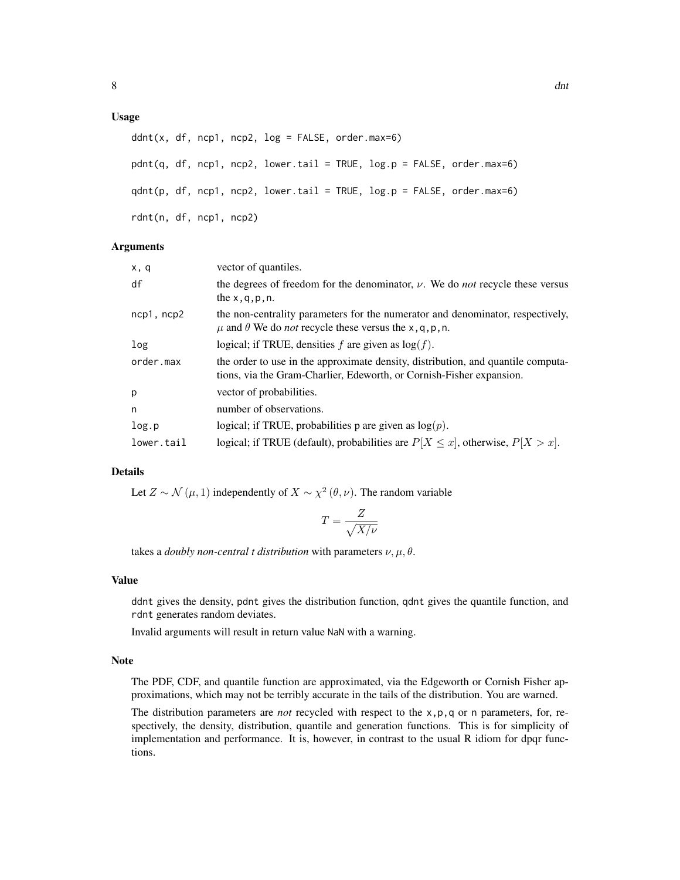## Usage

```
ddnt(x, df, ncp1, ncp2, log = FALSE, order.max=6)

pdnt(q, df, ncp1, ncp2, lower.tail = TRUE, log.p = FALSE, order.max=6)

qdnt(p, df, ncp1, ncp2, lower.tail = TRUE, log.p = FALSE, order.max=6)

rdnt(n, df, ncp1, ncp2)
```

## Arguments

| | |
|---|---|
| `x, q` | vector of quantiles. |
| `df` | the degrees of freedom for the denominator, $\nu$. We do *not* recycle these versus the `x,q,p,n`. |
| `ncp1, ncp2` | the non-centrality parameters for the numerator and denominator, respectively, $\mu$ and $\theta$ We do *not* recycle these versus the `x,q,p,n`. |
| `log` | logical; if TRUE, densities $f$ are given as $\log(f)$. |
| `order.max` | the order to use in the approximate density, distribution, and quantile computations, via the Gram-Charlier, Edeworth, or Cornish-Fisher expansion. |
| `p` | vector of probabilities. |
| `n` | number of observations. |
| `log.p` | logical; if TRUE, probabilities p are given as $\log(p)$. |
| `lower.tail` | logical; if TRUE (default), probabilities are $P[X \le x]$, otherwise, $P[X > x]$. |

## Details

Let $Z \sim \mathcal{N}(\mu, 1)$ independently of $X \sim \chi^2(\theta, \nu)$. The random variable

$$T = \frac{Z}{\sqrt{X/\nu}}$$

takes a *doubly non-central t distribution* with parameters $\nu, \mu, \theta$.

## Value

`ddnt` gives the density, `pdnt` gives the distribution function, `qdnt` gives the quantile function, and `rdnt` generates random deviates.

Invalid arguments will result in return value `NaN` with a warning.

## Note

The PDF, CDF, and quantile function are approximated, via the Edgeworth or Cornish Fisher approximations, which may not be terribly accurate in the tails of the distribution. You are warned.

The distribution parameters are *not* recycled with respect to the `x,p,q` or `n` parameters, for, respectively, the density, distribution, quantile and generation functions. This is for simplicity of implementation and performance. It is, however, in contrast to the usual R idiom for dpqr functions.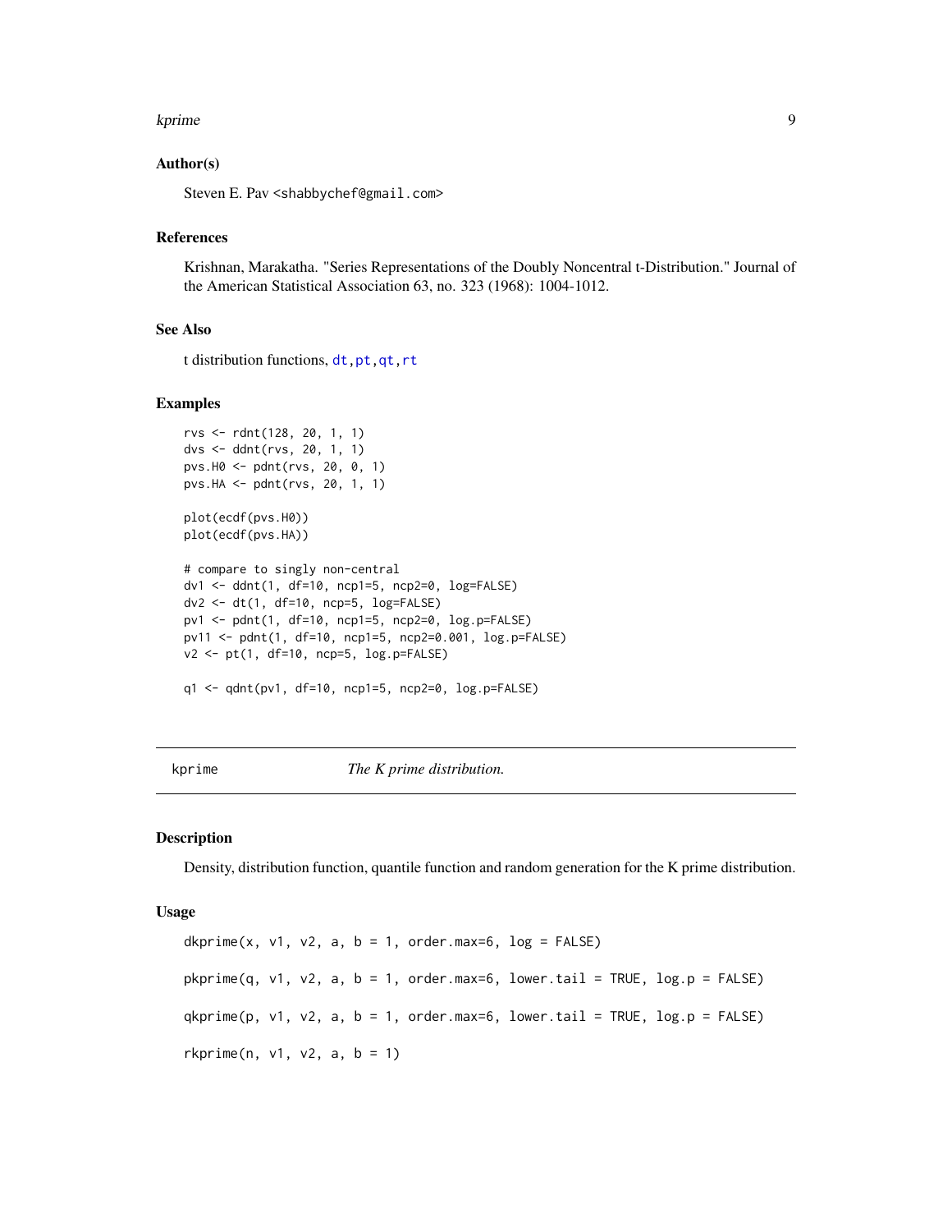### Author(s)

Steven E. Pav <shabbychef@gmail.com>

### References

Krishnan, Marakatha. "Series Representations of the Doubly Noncentral t-Distribution." Journal of the American Statistical Association 63, no. 323 (1968): 1004-1012.

### See Also

t distribution functions, dt, pt, qt, rt

### Examples

```
rvs <- rdnt(128, 20, 1, 1)
dvs <- ddnt(rvs, 20, 1, 1)
pvs.H0 <- pdnt(rvs, 20, 0, 1)
pvs.HA <- pdnt(rvs, 20, 1, 1)

plot(ecdf(pvs.H0))
plot(ecdf(pvs.HA))

# compare to singly non-central
dv1 <- ddnt(1, df=10, ncp1=5, ncp2=0, log=FALSE)
dv2 <- dt(1, df=10, ncp=5, log=FALSE)
pv1 <- pdnt(1, df=10, ncp1=5, ncp2=0, log.p=FALSE)
pv11 <- pdnt(1, df=10, ncp1=5, ncp2=0.001, log.p=FALSE)
v2 <- pt(1, df=10, ncp=5, log.p=FALSE)

q1 <- qdnt(pv1, df=10, ncp1=5, ncp2=0, log.p=FALSE)
```

---

## kprime — *The K prime distribution.*

### Description

Density, distribution function, quantile function and random generation for the K prime distribution.

### Usage

```
dkprime(x, v1, v2, a, b = 1, order.max=6, log = FALSE)

pkprime(q, v1, v2, a, b = 1, order.max=6, lower.tail = TRUE, log.p = FALSE)

qkprime(p, v1, v2, a, b = 1, order.max=6, lower.tail = TRUE, log.p = FALSE)

rkprime(n, v1, v2, a, b = 1)
```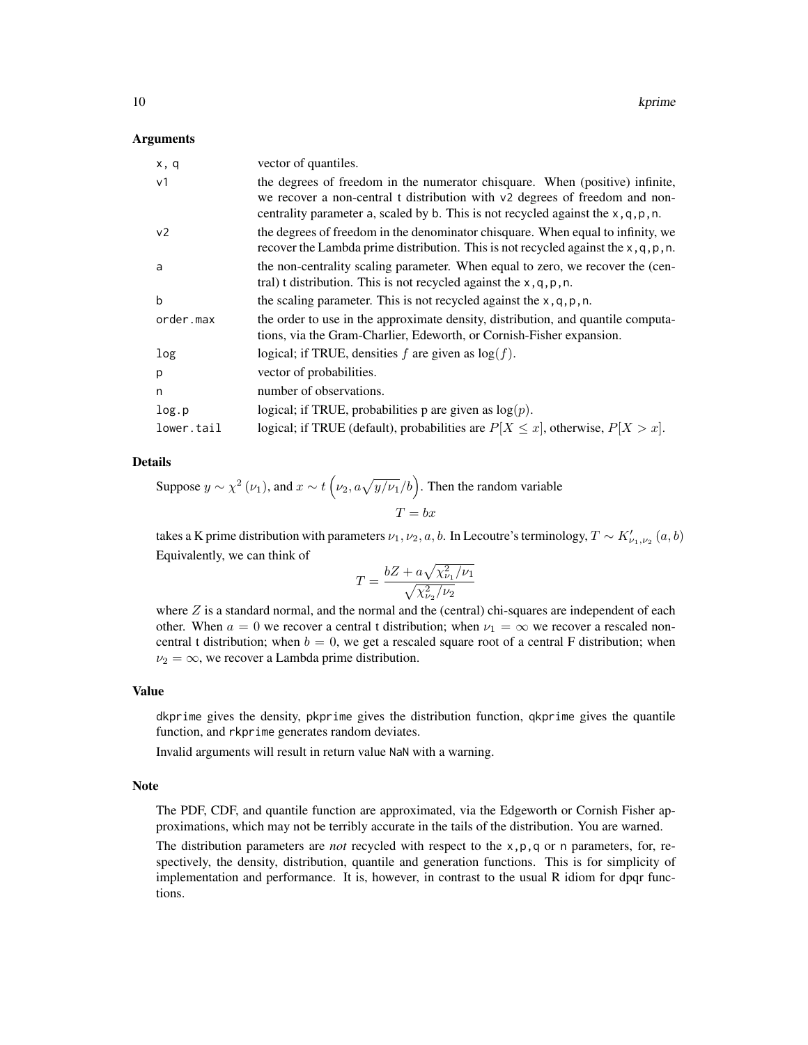### Arguments

| | |
|---|---|
| `x, q` | vector of quantiles. |
| `v1` | the degrees of freedom in the numerator chisquare. When (positive) infinite, we recover a non-central t distribution with `v2` degrees of freedom and non-centrality parameter `a`, scaled by `b`. This is not recycled against the `x,q,p,n`. |
| `v2` | the degrees of freedom in the denominator chisquare. When equal to infinity, we recover the Lambda prime distribution. This is not recycled against the `x,q,p,n`. |
| `a` | the non-centrality scaling parameter. When equal to zero, we recover the (central) t distribution. This is not recycled against the `x,q,p,n`. |
| `b` | the scaling parameter. This is not recycled against the `x,q,p,n`. |
| `order.max` | the order to use in the approximate density, distribution, and quantile computations, via the Gram-Charlier, Edeworth, or Cornish-Fisher expansion. |
| `log` | logical; if TRUE, densities $f$ are given as $\log(f)$. |
| `p` | vector of probabilities. |
| `n` | number of observations. |
| `log.p` | logical; if TRUE, probabilities p are given as $\log(p)$. |
| `lower.tail` | logical; if TRUE (default), probabilities are $P[X \le x]$, otherwise, $P[X > x]$. |

### Details

Suppose $y \sim \chi^2(\nu_1)$, and $x \sim t\left(\nu_2, a\sqrt{y/\nu_1}/b\right)$. Then the random variable

$$T = bx$$

takes a K prime distribution with parameters $\nu_1, \nu_2, a, b$. In Lecoutre's terminology, $T \sim K'_{\nu_1,\nu_2}(a, b)$

Equivalently, we can think of

$$T = \frac{bZ + a\sqrt{\chi^2_{\nu_1}/\nu_1}}{\sqrt{\chi^2_{\nu_2}/\nu_2}}$$

where $Z$ is a standard normal, and the normal and the (central) chi-squares are independent of each other. When $a = 0$ we recover a central t distribution; when $\nu_1 = \infty$ we recover a rescaled non-central t distribution; when $b = 0$, we get a rescaled square root of a central F distribution; when $\nu_2 = \infty$, we recover a Lambda prime distribution.

### Value

`dkprime` gives the density, `pkprime` gives the distribution function, `qkprime` gives the quantile function, and `rkprime` generates random deviates.

Invalid arguments will result in return value `NaN` with a warning.

### Note

The PDF, CDF, and quantile function are approximated, via the Edgeworth or Cornish Fisher approximations, which may not be terribly accurate in the tails of the distribution. You are warned.

The distribution parameters are *not* recycled with respect to the `x,p,q` or `n` parameters, for, respectively, the density, distribution, quantile and generation functions. This is for simplicity of implementation and performance. It is, however, in contrast to the usual R idiom for dpqr functions.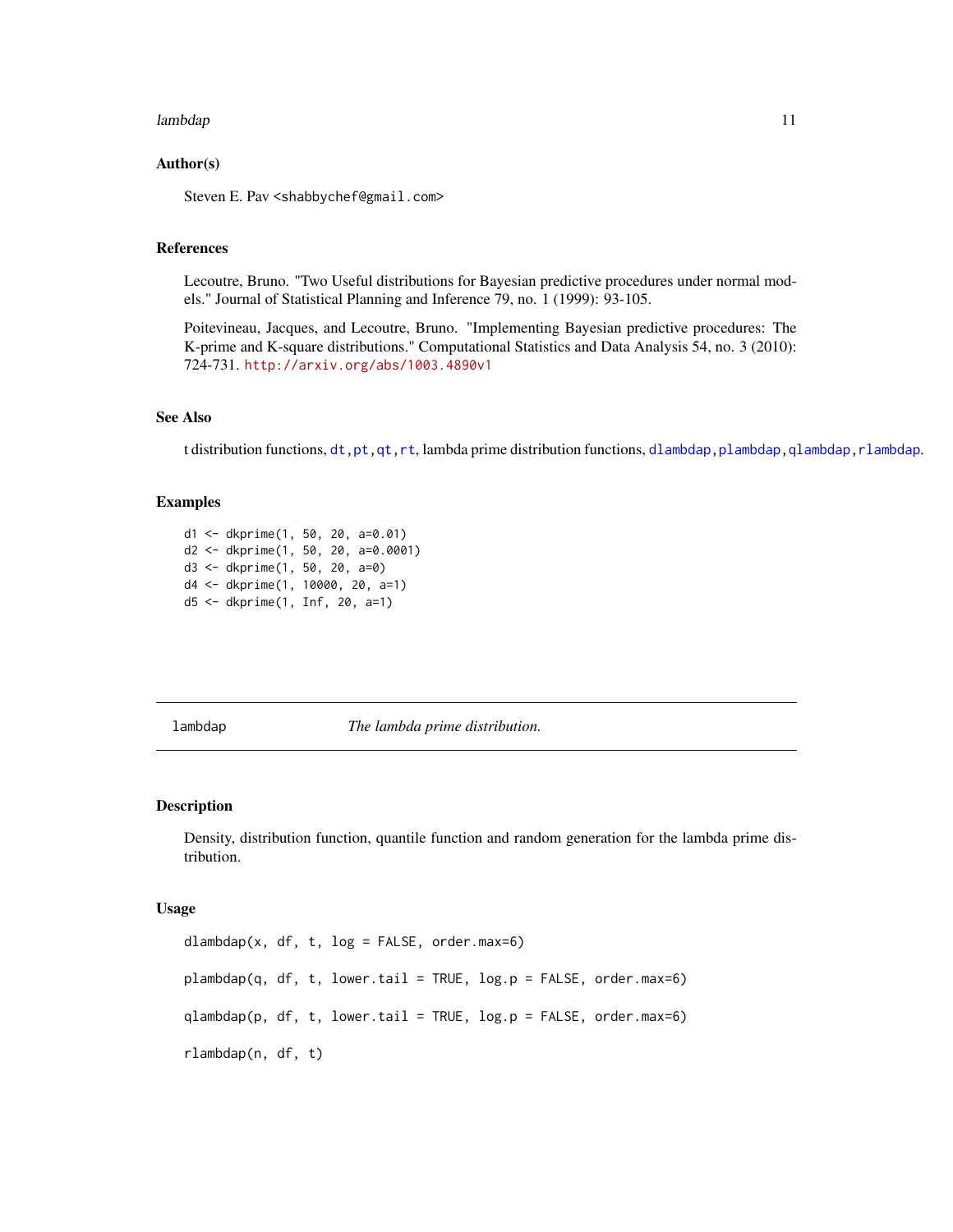### Author(s)

Steven E. Pav <shabbychef@gmail.com>

### References

Lecoutre, Bruno. "Two Useful distributions for Bayesian predictive procedures under normal models." Journal of Statistical Planning and Inference 79, no. 1 (1999): 93-105.

Poitevineau, Jacques, and Lecoutre, Bruno. "Implementing Bayesian predictive procedures: The K-prime and K-square distributions." Computational Statistics and Data Analysis 54, no. 3 (2010): 724-731. http://arxiv.org/abs/1003.4890v1

### See Also

t distribution functions, dt, pt, qt, rt, lambda prime distribution functions, dlambdap, plambdap, qlambdap, rlambdap.

### Examples

```
d1 <- dkprime(1, 50, 20, a=0.01)
d2 <- dkprime(1, 50, 20, a=0.0001)
d3 <- dkprime(1, 50, 20, a=0)
d4 <- dkprime(1, 10000, 20, a=1)
d5 <- dkprime(1, Inf, 20, a=1)
```

---

## lambdap &nbsp;&nbsp;&nbsp;&nbsp; *The lambda prime distribution.*

### Description

Density, distribution function, quantile function and random generation for the lambda prime distribution.

### Usage

```
dlambdap(x, df, t, log = FALSE, order.max=6)

plambdap(q, df, t, lower.tail = TRUE, log.p = FALSE, order.max=6)

qlambdap(p, df, t, lower.tail = TRUE, log.p = FALSE, order.max=6)

rlambdap(n, df, t)
```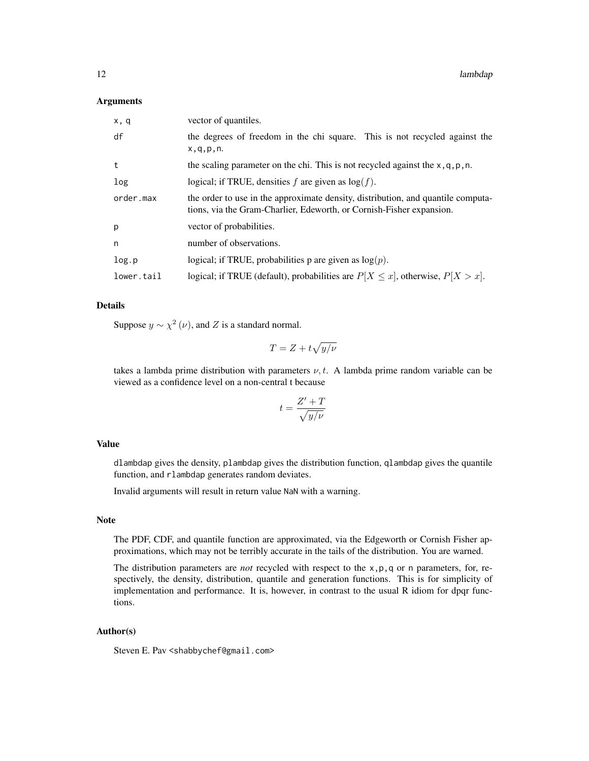## Arguments

| | |
|---|---|
| x, q | vector of quantiles. |
| df | the degrees of freedom in the chi square. This is not recycled against the x,q,p,n. |
| t | the scaling parameter on the chi. This is not recycled against the x,q,p,n. |
| log | logical; if TRUE, densities $f$ are given as $\log(f)$. |
| order.max | the order to use in the approximate density, distribution, and quantile computations, via the Gram-Charlier, Edeworth, or Cornish-Fisher expansion. |
| p | vector of probabilities. |
| n | number of observations. |
| log.p | logical; if TRUE, probabilities p are given as $\log(p)$. |
| lower.tail | logical; if TRUE (default), probabilities are $P[X \le x]$, otherwise, $P[X > x]$. |

## Details

Suppose $y \sim \chi^2(\nu)$, and $Z$ is a standard normal.

$$T = Z + t\sqrt{y/\nu}$$

takes a lambda prime distribution with parameters $\nu, t$. A lambda prime random variable can be viewed as a confidence level on a non-central t because

$$t = \frac{Z' + T}{\sqrt{y/\nu}}$$

## Value

dlambdap gives the density, plambdap gives the distribution function, qlambdap gives the quantile function, and rlambdap generates random deviates.

Invalid arguments will result in return value NaN with a warning.

## Note

The PDF, CDF, and quantile function are approximated, via the Edgeworth or Cornish Fisher approximations, which may not be terribly accurate in the tails of the distribution. You are warned.

The distribution parameters are *not* recycled with respect to the x,p,q or n parameters, for, respectively, the density, distribution, quantile and generation functions. This is for simplicity of implementation and performance. It is, however, in contrast to the usual R idiom for dpqr functions.

## Author(s)

Steven E. Pav <shabbychef@gmail.com>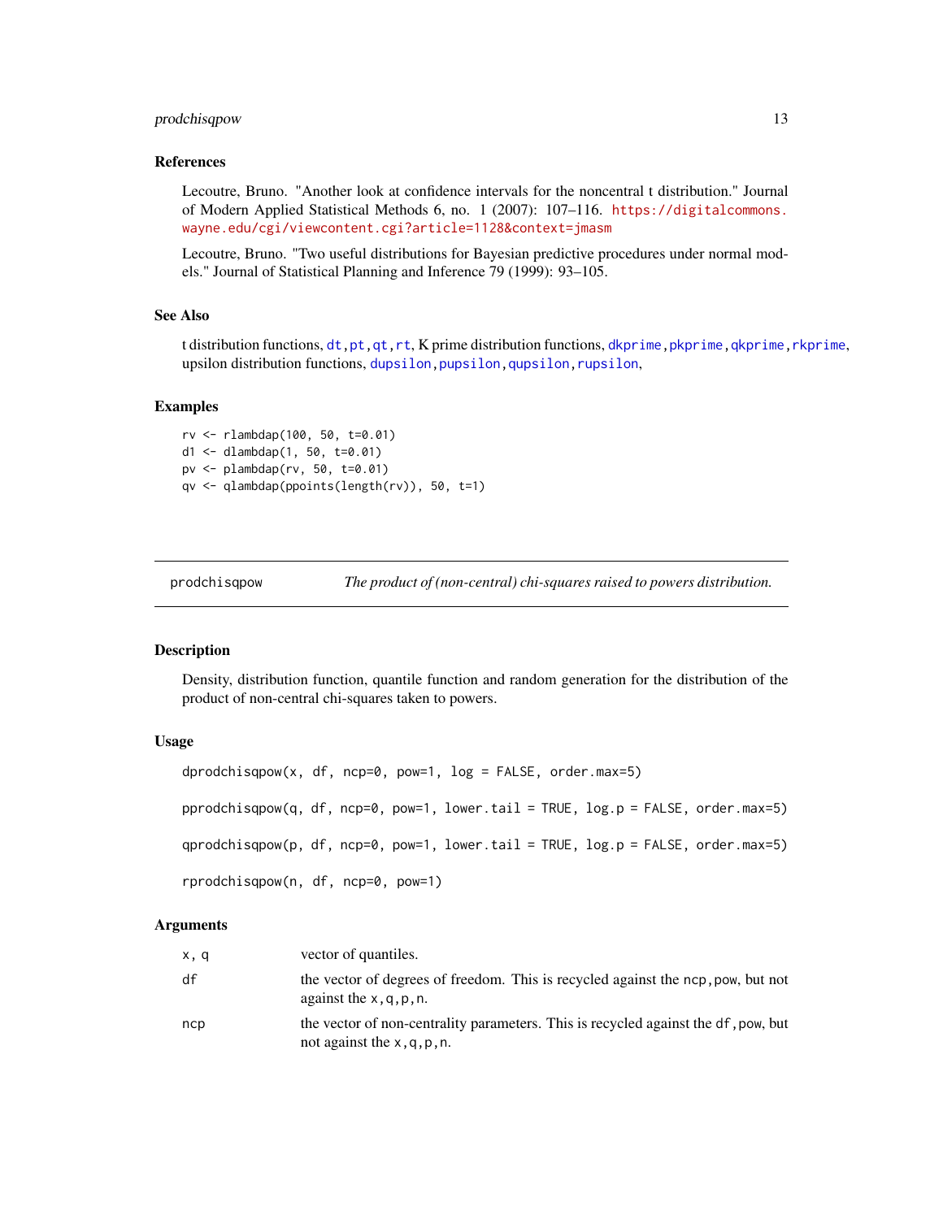## References

Lecoutre, Bruno. "Another look at confidence intervals for the noncentral t distribution." Journal of Modern Applied Statistical Methods 6, no. 1 (2007): 107–116. https://digitalcommons.wayne.edu/cgi/viewcontent.cgi?article=1128&context=jmasm

Lecoutre, Bruno. "Two useful distributions for Bayesian predictive procedures under normal models." Journal of Statistical Planning and Inference 79 (1999): 93–105.

## See Also

t distribution functions, `dt`, `pt`, `qt`, `rt`, K prime distribution functions, `dkprime`, `pkprime`, `qkprime`, `rkprime`, upsilon distribution functions, `dupsilon`, `pupsilon`, `qupsilon`, `rupsilon`,

## Examples

```
rv <- rlambdap(100, 50, t=0.01)
d1 <- dlambdap(1, 50, t=0.01)
pv <- plambdap(rv, 50, t=0.01)
qv <- qlambdap(ppoints(length(rv)), 50, t=1)
```

---

# prodchisqpow *The product of (non-central) chi-squares raised to powers distribution.*

---

## Description

Density, distribution function, quantile function and random generation for the distribution of the product of non-central chi-squares taken to powers.

## Usage

```
dprodchisqpow(x, df, ncp=0, pow=1, log = FALSE, order.max=5)

pprodchisqpow(q, df, ncp=0, pow=1, lower.tail = TRUE, log.p = FALSE, order.max=5)

qprodchisqpow(p, df, ncp=0, pow=1, lower.tail = TRUE, log.p = FALSE, order.max=5)

rprodchisqpow(n, df, ncp=0, pow=1)
```

## Arguments

| | |
|---|---|
| `x, q` | vector of quantiles. |
| `df` | the vector of degrees of freedom. This is recycled against the `ncp,pow`, but not against the `x,q,p,n`. |
| `ncp` | the vector of non-centrality parameters. This is recycled against the `df,pow`, but not against the `x,q,p,n`. |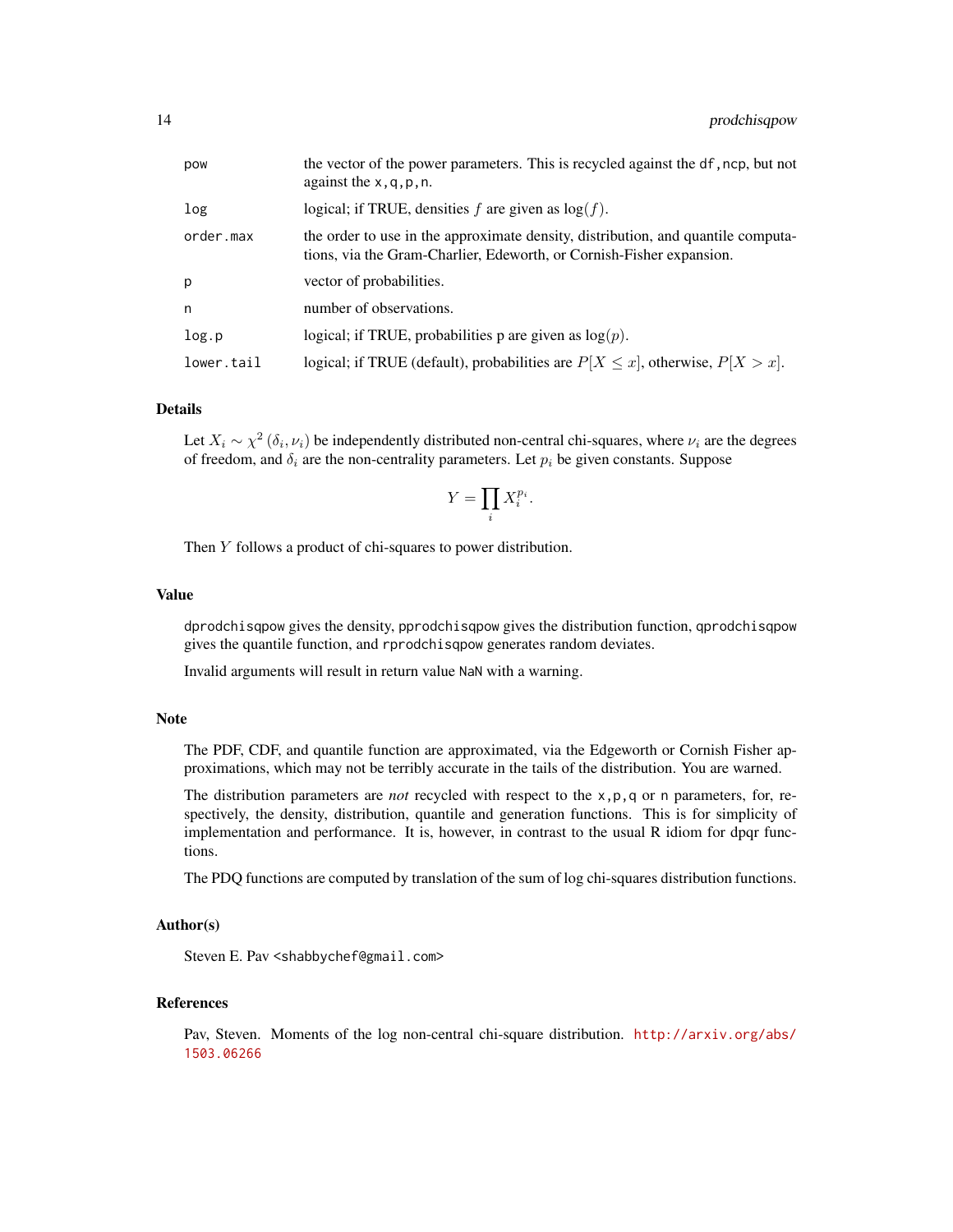| | |
|---|---|
| pow | the vector of the power parameters. This is recycled against the `df,ncp`, but not against the `x,q,p,n`. |
| log | logical; if TRUE, densities $f$ are given as $\log(f)$. |
| order.max | the order to use in the approximate density, distribution, and quantile computations, via the Gram-Charlier, Edeworth, or Cornish-Fisher expansion. |
| p | vector of probabilities. |
| n | number of observations. |
| log.p | logical; if TRUE, probabilities p are given as $\log(p)$. |
| lower.tail | logical; if TRUE (default), probabilities are $P[X \le x]$, otherwise, $P[X > x]$. |

## Details

Let $X_i \sim \chi^2(\delta_i, \nu_i)$ be independently distributed non-central chi-squares, where $\nu_i$ are the degrees of freedom, and $\delta_i$ are the non-centrality parameters. Let $p_i$ be given constants. Suppose

$$Y = \prod_i X_i^{p_i}.$$

Then $Y$ follows a product of chi-squares to power distribution.

## Value

`dprodchisqpow` gives the density, `pprodchisqpow` gives the distribution function, `qprodchisqpow` gives the quantile function, and `rprodchisqpow` generates random deviates.

Invalid arguments will result in return value `NaN` with a warning.

## Note

The PDF, CDF, and quantile function are approximated, via the Edgeworth or Cornish Fisher approximations, which may not be terribly accurate in the tails of the distribution. You are warned.

The distribution parameters are *not* recycled with respect to the `x,p,q` or `n` parameters, for, respectively, the density, distribution, quantile and generation functions. This is for simplicity of implementation and performance. It is, however, in contrast to the usual R idiom for dpqr functions.

The PDQ functions are computed by translation of the sum of log chi-squares distribution functions.

## Author(s)

Steven E. Pav <shabbychef@gmail.com>

## References

Pav, Steven. Moments of the log non-central chi-square distribution. http://arxiv.org/abs/1503.06266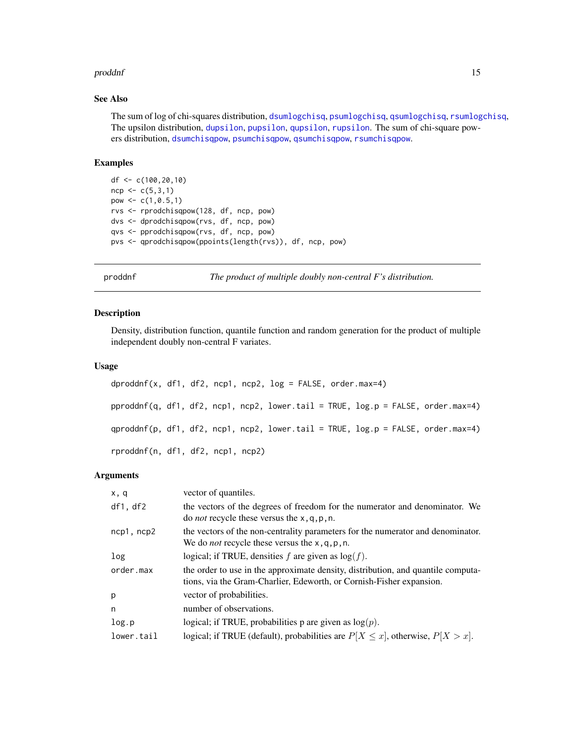## See Also

The sum of log of chi-squares distribution, `dsumlogchisq`, `psumlogchisq`, `qsumlogchisq`, `rsumlogchisq`, The upsilon distribution, `dupsilon`, `pupsilon`, `qupsilon`, `rupsilon`. The sum of chi-square powers distribution, `dsumchisqpow`, `psumchisqpow`, `qsumchisqpow`, `rsumchisqpow`.

## Examples

```
df <- c(100,20,10)
ncp <- c(5,3,1)
pow <- c(1,0.5,1)
rvs <- rprodchisqpow(128, df, ncp, pow)
dvs <- dprodchisqpow(rvs, df, ncp, pow)
qvs <- pprodchisqpow(rvs, df, ncp, pow)
pvs <- qprodchisqpow(ppoints(length(rvs)), df, ncp, pow)
```

---

# proddnf — *The product of multiple doubly non-central F's distribution.*

## Description

Density, distribution function, quantile function and random generation for the product of multiple independent doubly non-central F variates.

## Usage

```
dproddnf(x, df1, df2, ncp1, ncp2, log = FALSE, order.max=4)

pproddnf(q, df1, df2, ncp1, ncp2, lower.tail = TRUE, log.p = FALSE, order.max=4)

qproddnf(p, df1, df2, ncp1, ncp2, lower.tail = TRUE, log.p = FALSE, order.max=4)

rproddnf(n, df1, df2, ncp1, ncp2)
```

## Arguments

| | |
|---|---|
| `x, q` | vector of quantiles. |
| `df1, df2` | the vectors of the degrees of freedom for the numerator and denominator. We do *not* recycle these versus the `x,q,p,n`. |
| `ncp1, ncp2` | the vectors of the non-centrality parameters for the numerator and denominator. We do *not* recycle these versus the `x,q,p,n`. |
| `log` | logical; if TRUE, densities $f$ are given as $\log(f)$. |
| `order.max` | the order to use in the approximate density, distribution, and quantile computations, via the Gram-Charlier, Edeworth, or Cornish-Fisher expansion. |
| `p` | vector of probabilities. |
| `n` | number of observations. |
| `log.p` | logical; if TRUE, probabilities p are given as $\log(p)$. |
| `lower.tail` | logical; if TRUE (default), probabilities are $P[X \le x]$, otherwise, $P[X > x]$. |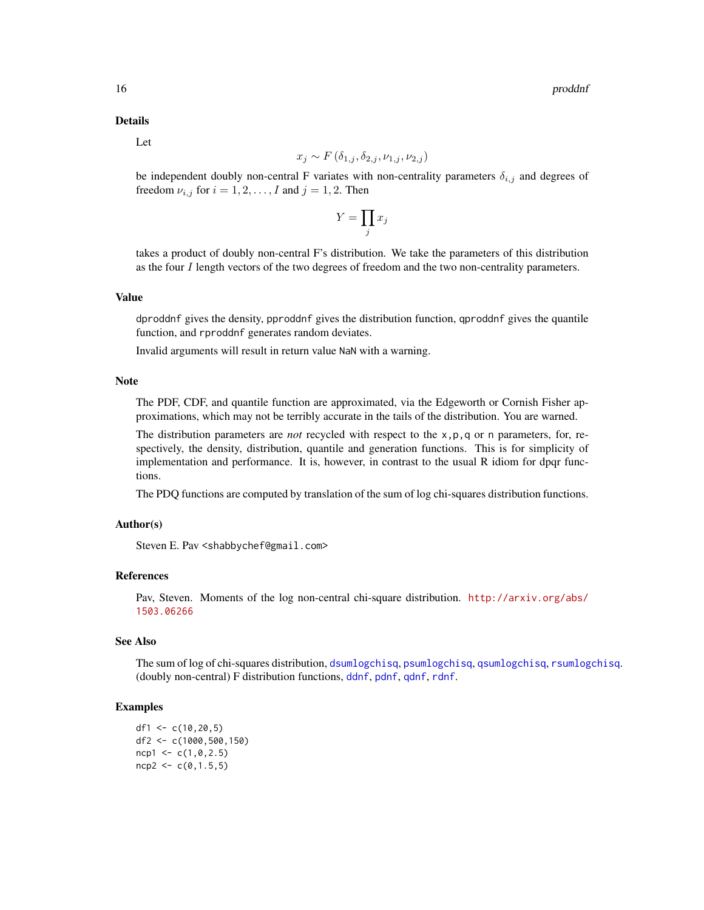### Details

Let

$$x_j \sim F\left(\delta_{1,j}, \delta_{2,j}, \nu_{1,j}, \nu_{2,j}\right)$$

be independent doubly non-central F variates with non-centrality parameters $\delta_{i,j}$ and degrees of freedom $\nu_{i,j}$ for $i = 1, 2, \ldots, I$ and $j = 1, 2$. Then

$$Y = \prod_j x_j$$

takes a product of doubly non-central F's distribution. We take the parameters of this distribution as the four $I$ length vectors of the two degrees of freedom and the two non-centrality parameters.

### Value

`dproddnf` gives the density, `pproddnf` gives the distribution function, `qproddnf` gives the quantile function, and `rproddnf` generates random deviates.

Invalid arguments will result in return value `NaN` with a warning.

### Note

The PDF, CDF, and quantile function are approximated, via the Edgeworth or Cornish Fisher approximations, which may not be terribly accurate in the tails of the distribution. You are warned.

The distribution parameters are *not* recycled with respect to the `x,p,q` or `n` parameters, for, respectively, the density, distribution, quantile and generation functions. This is for simplicity of implementation and performance. It is, however, in contrast to the usual R idiom for dpqr functions.

The PDQ functions are computed by translation of the sum of log chi-squares distribution functions.

### Author(s)

Steven E. Pav <shabbychef@gmail.com>

### References

Pav, Steven. Moments of the log non-central chi-square distribution. http://arxiv.org/abs/1503.06266

### See Also

The sum of log of chi-squares distribution, `dsumlogchisq`, `psumlogchisq`, `qsumlogchisq`, `rsumlogchisq`. (doubly non-central) F distribution functions, `ddnf`, `pdnf`, `qdnf`, `rdnf`.

### Examples

```
df1 <- c(10,20,5)
df2 <- c(1000,500,150)
ncp1 <- c(1,0,2.5)
ncp2 <- c(0,1.5,5)
```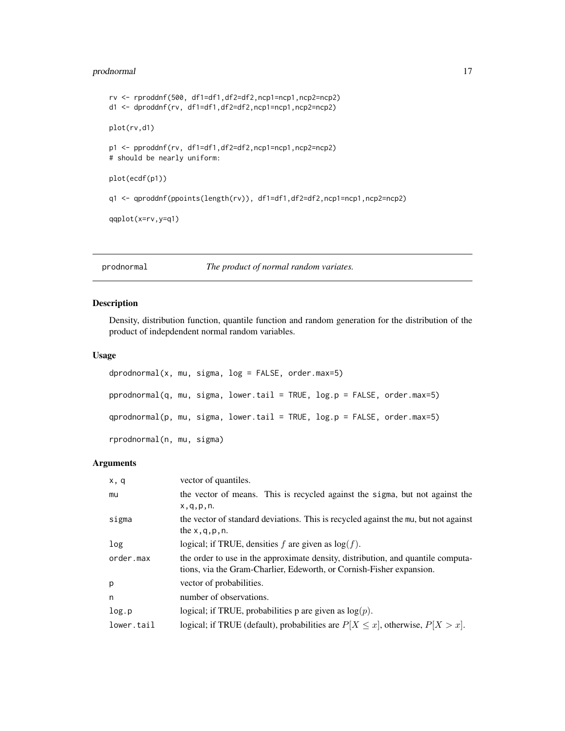```
rv <- rproddnf(500, df1=df1,df2=df2,ncp1=ncp1,ncp2=ncp2)
d1 <- dproddnf(rv, df1=df1,df2=df2,ncp1=ncp1,ncp2=ncp2)

plot(rv,d1)

p1 <- pproddnf(rv, df1=df1,df2=df2,ncp1=ncp1,ncp2=ncp2)
# should be nearly uniform:

plot(ecdf(p1))

q1 <- qproddnf(ppoints(length(rv)), df1=df1,df2=df2,ncp1=ncp1,ncp2=ncp2)

qqplot(x=rv,y=q1)
```

## prodnormal — *The product of normal random variates.*

### Description

Density, distribution function, quantile function and random generation for the distribution of the product of indepdendent normal random variables.

### Usage

```
dprodnormal(x, mu, sigma, log = FALSE, order.max=5)

pprodnormal(q, mu, sigma, lower.tail = TRUE, log.p = FALSE, order.max=5)

qprodnormal(p, mu, sigma, lower.tail = TRUE, log.p = FALSE, order.max=5)

rprodnormal(n, mu, sigma)
```

### Arguments

| | |
|---|---|
| `x, q` | vector of quantiles. |
| `mu` | the vector of means. This is recycled against the `sigma`, but not against the `x,q,p,n`. |
| `sigma` | the vector of standard deviations. This is recycled against the `mu`, but not against the `x,q,p,n`. |
| `log` | logical; if TRUE, densities $f$ are given as $\log(f)$. |
| `order.max` | the order to use in the approximate density, distribution, and quantile computations, via the Gram-Charlier, Edeworth, or Cornish-Fisher expansion. |
| `p` | vector of probabilities. |
| `n` | number of observations. |
| `log.p` | logical; if TRUE, probabilities p are given as $\log(p)$. |
| `lower.tail` | logical; if TRUE (default), probabilities are $P[X \le x]$, otherwise, $P[X > x]$. |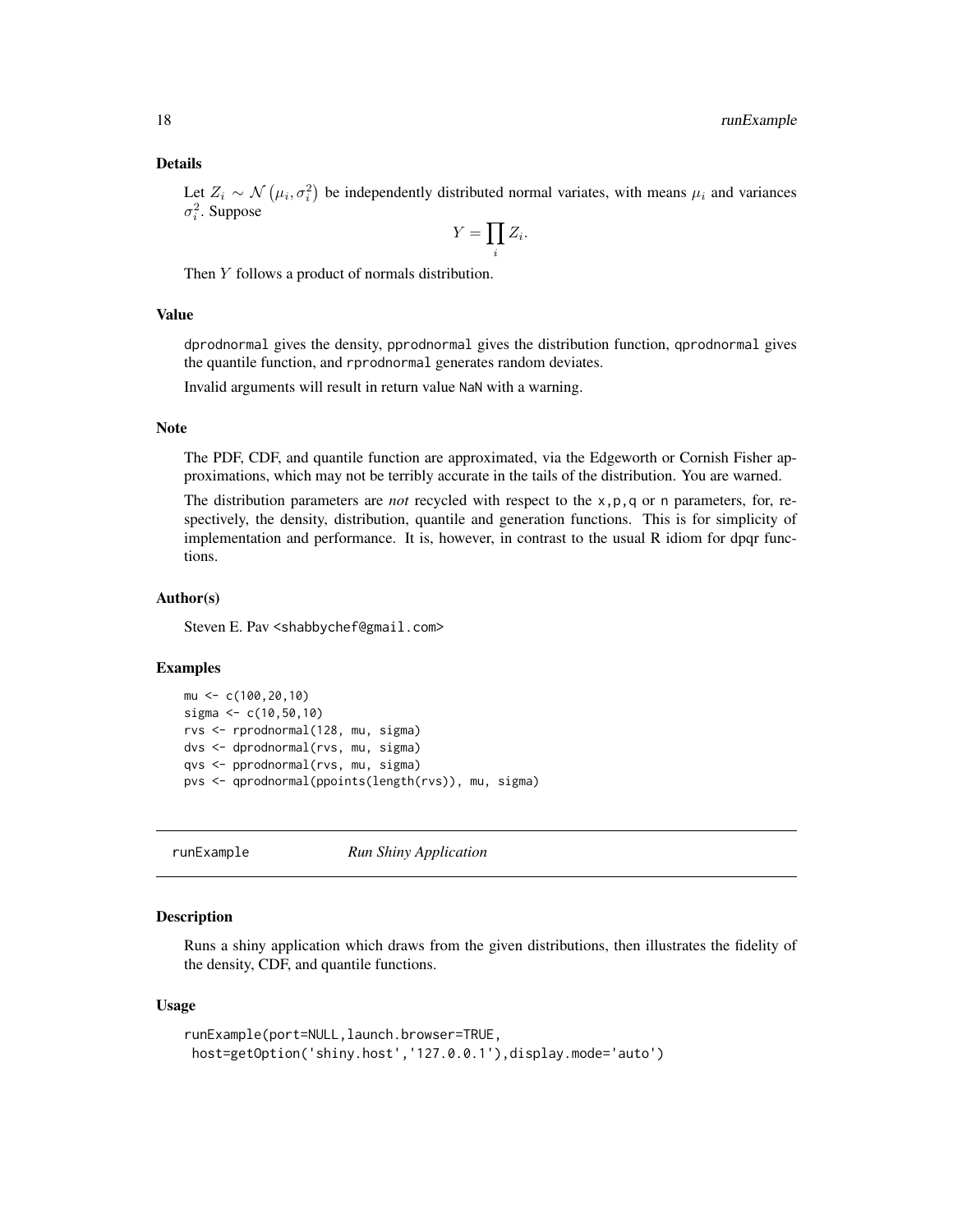## Details

Let $Z_i \sim \mathcal{N}\left(\mu_i, \sigma_i^2\right)$ be independently distributed normal variates, with means $\mu_i$ and variances $\sigma_i^2$. Suppose

$$Y = \prod_i Z_i.$$

Then $Y$ follows a product of normals distribution.

## Value

dprodnormal gives the density, pprodnormal gives the distribution function, qprodnormal gives the quantile function, and rprodnormal generates random deviates.

Invalid arguments will result in return value NaN with a warning.

## Note

The PDF, CDF, and quantile function are approximated, via the Edgeworth or Cornish Fisher approximations, which may not be terribly accurate in the tails of the distribution. You are warned.

The distribution parameters are *not* recycled with respect to the x,p,q or n parameters, for, respectively, the density, distribution, quantile and generation functions. This is for simplicity of implementation and performance. It is, however, in contrast to the usual R idiom for dpqr functions.

## Author(s)

Steven E. Pav <shabbychef@gmail.com>

## Examples

```
mu <- c(100,20,10)
sigma <- c(10,50,10)
rvs <- rprodnormal(128, mu, sigma)
dvs <- dprodnormal(rvs, mu, sigma)
qvs <- pprodnormal(rvs, mu, sigma)
pvs <- qprodnormal(ppoints(length(rvs)), mu, sigma)
```

---

# runExample — *Run Shiny Application*

## Description

Runs a shiny application which draws from the given distributions, then illustrates the fidelity of the density, CDF, and quantile functions.

## Usage

```
runExample(port=NULL,launch.browser=TRUE,
 host=getOption('shiny.host','127.0.0.1'),display.mode='auto')
```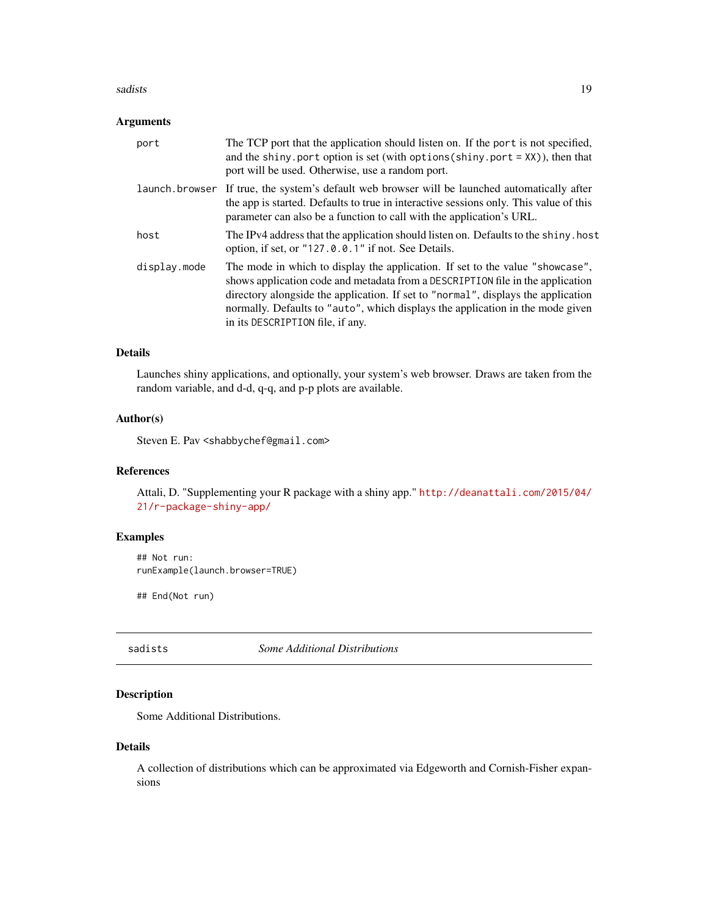## Arguments

| | |
|---|---|
| `port` | The TCP port that the application should listen on. If the `port` is not specified, and the `shiny.port` option is set (with `options(shiny.port = XX)`), then that port will be used. Otherwise, use a random port. |
| `launch.browser` | If true, the system's default web browser will be launched automatically after the app is started. Defaults to true in interactive sessions only. This value of this parameter can also be a function to call with the application's URL. |
| `host` | The IPv4 address that the application should listen on. Defaults to the `shiny.host` option, if set, or `"127.0.0.1"` if not. See Details. |
| `display.mode` | The mode in which to display the application. If set to the value `"showcase"`, shows application code and metadata from a `DESCRIPTION` file in the application directory alongside the application. If set to `"normal"`, displays the application normally. Defaults to `"auto"`, which displays the application in the mode given in its `DESCRIPTION` file, if any. |

## Details

Launches shiny applications, and optionally, your system's web browser. Draws are taken from the random variable, and d-d, q-q, and p-p plots are available.

## Author(s)

Steven E. Pav <shabbychef@gmail.com>

## References

Attali, D. "Supplementing your R package with a shiny app." http://deanattali.com/2015/04/21/r-package-shiny-app/

## Examples

```
## Not run:
runExample(launch.browser=TRUE)

## End(Not run)
```

---

# sadists — *Some Additional Distributions*

## Description

Some Additional Distributions.

## Details

A collection of distributions which can be approximated via Edgeworth and Cornish-Fisher expansions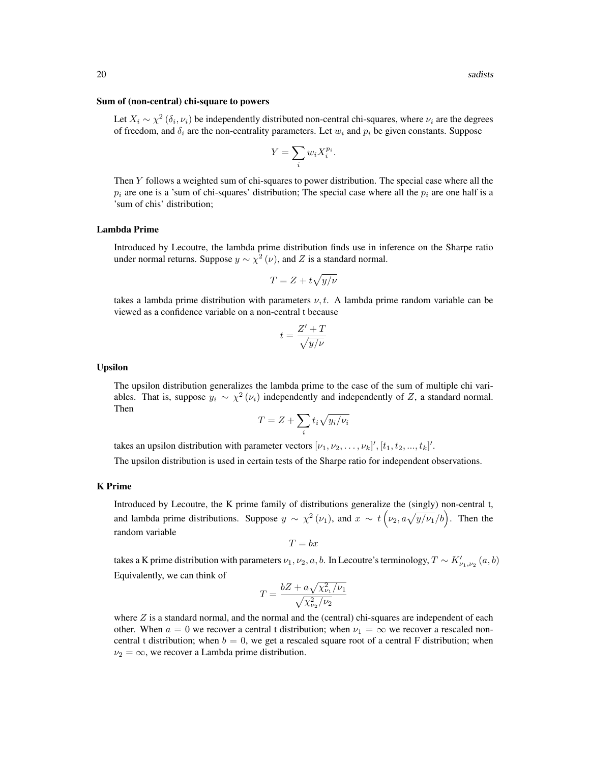### Sum of (non-central) chi-square to powers

Let $X_i \sim \chi^2(\delta_i, \nu_i)$ be independently distributed non-central chi-squares, where $\nu_i$ are the degrees of freedom, and $\delta_i$ are the non-centrality parameters. Let $w_i$ and $p_i$ be given constants. Suppose

$$Y = \sum_i w_i X_i^{p_i}.$$

Then $Y$ follows a weighted sum of chi-squares to power distribution. The special case where all the $p_i$ are one is a 'sum of chi-squares' distribution; The special case where all the $p_i$ are one half is a 'sum of chis' distribution;

### Lambda Prime

Introduced by Lecoutre, the lambda prime distribution finds use in inference on the Sharpe ratio under normal returns. Suppose $y \sim \chi^2(\nu)$, and $Z$ is a standard normal.

$$T = Z + t\sqrt{y/\nu}$$

takes a lambda prime distribution with parameters $\nu, t$. A lambda prime random variable can be viewed as a confidence variable on a non-central t because

$$t = \frac{Z' + T}{\sqrt{y/\nu}}$$

### Upsilon

The upsilon distribution generalizes the lambda prime to the case of the sum of multiple chi variables. That is, suppose $y_i \sim \chi^2(\nu_i)$ independently and independently of $Z$, a standard normal. Then

$$T = Z + \sum_i t_i \sqrt{y_i/\nu_i}$$

takes an upsilon distribution with parameter vectors $[\nu_1, \nu_2, \ldots, \nu_k]', [t_1, t_2, ..., t_k]'$.

The upsilon distribution is used in certain tests of the Sharpe ratio for independent observations.

### K Prime

Introduced by Lecoutre, the K prime family of distributions generalize the (singly) non-central t, and lambda prime distributions. Suppose $y \sim \chi^2(\nu_1)$, and $x \sim t\left(\nu_2, a\sqrt{y/\nu_1}/b\right)$. Then the random variable

$$T = bx$$

takes a K prime distribution with parameters $\nu_1, \nu_2, a, b$. In Lecoutre's terminology, $T \sim K'_{\nu_1,\nu_2}(a, b)$

Equivalently, we can think of

$$T = \frac{bZ + a\sqrt{\chi^2_{\nu_1}/\nu_1}}{\sqrt{\chi^2_{\nu_2}/\nu_2}}$$

where $Z$ is a standard normal, and the normal and the (central) chi-squares are independent of each other. When $a = 0$ we recover a central t distribution; when $\nu_1 = \infty$ we recover a rescaled non-central t distribution; when $b = 0$, we get a rescaled square root of a central F distribution; when $\nu_2 = \infty$, we recover a Lambda prime distribution.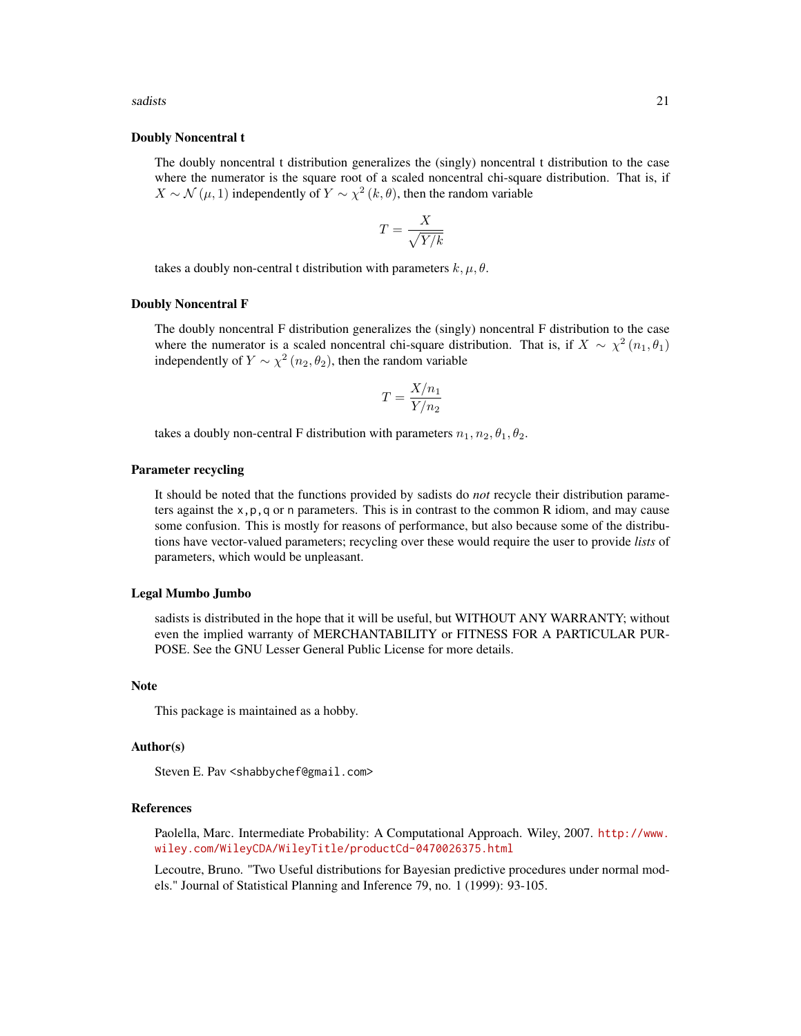### Doubly Noncentral t

The doubly noncentral t distribution generalizes the (singly) noncentral t distribution to the case where the numerator is the square root of a scaled noncentral chi-square distribution. That is, if $X \sim \mathcal{N}(\mu, 1)$ independently of $Y \sim \chi^2(k, \theta)$, then the random variable

$$T = \frac{X}{\sqrt{Y/k}}$$

takes a doubly non-central t distribution with parameters $k, \mu, \theta$.

### Doubly Noncentral F

The doubly noncentral F distribution generalizes the (singly) noncentral F distribution to the case where the numerator is a scaled noncentral chi-square distribution. That is, if $X \sim \chi^2(n_1, \theta_1)$ independently of $Y \sim \chi^2(n_2, \theta_2)$, then the random variable

$$T = \frac{X/n_1}{Y/n_2}$$

takes a doubly non-central F distribution with parameters $n_1, n_2, \theta_1, \theta_2$.

### Parameter recycling

It should be noted that the functions provided by sadists do *not* recycle their distribution parameters against the `x,p,q` or `n` parameters. This is in contrast to the common R idiom, and may cause some confusion. This is mostly for reasons of performance, but also because some of the distributions have vector-valued parameters; recycling over these would require the user to provide *lists* of parameters, which would be unpleasant.

### Legal Mumbo Jumbo

sadists is distributed in the hope that it will be useful, but WITHOUT ANY WARRANTY; without even the implied warranty of MERCHANTABILITY or FITNESS FOR A PARTICULAR PURPOSE. See the GNU Lesser General Public License for more details.

### Note

This package is maintained as a hobby.

### Author(s)

Steven E. Pav <shabbychef@gmail.com>

### References

Paolella, Marc. Intermediate Probability: A Computational Approach. Wiley, 2007. http://www.wiley.com/WileyCDA/WileyTitle/productCd-0470026375.html

Lecoutre, Bruno. "Two Useful distributions for Bayesian predictive procedures under normal models." Journal of Statistical Planning and Inference 79, no. 1 (1999): 93-105.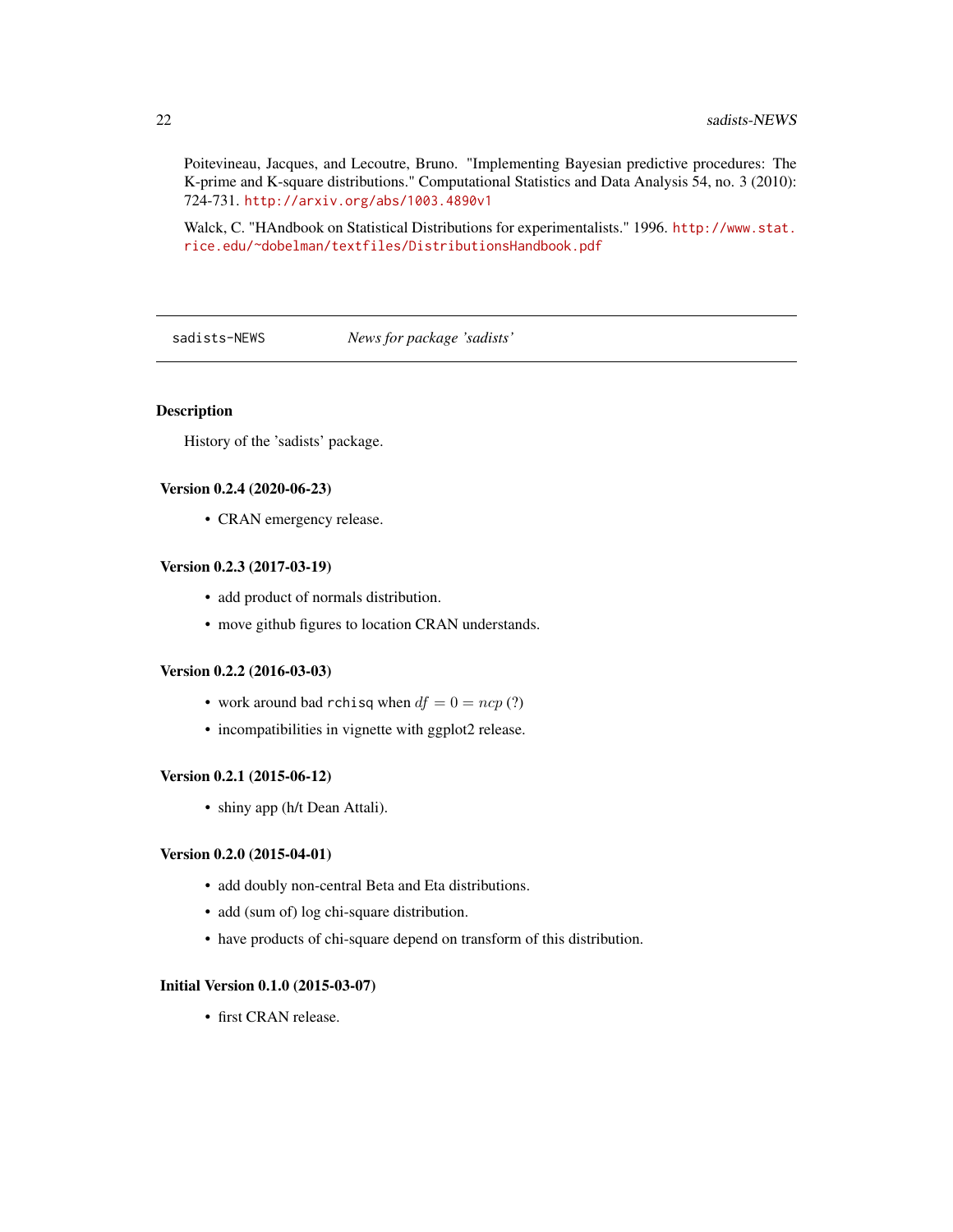Poitevineau, Jacques, and Lecoutre, Bruno. "Implementing Bayesian predictive procedures: The K-prime and K-square distributions." Computational Statistics and Data Analysis 54, no. 3 (2010): 724-731. http://arxiv.org/abs/1003.4890v1

Walck, C. "HAndbook on Statistical Distributions for experimentalists." 1996. http://www.stat.rice.edu/~dobelman/textfiles/DistributionsHandbook.pdf

---

## sadists-NEWS — *News for package 'sadists'*

### Description

History of the 'sadists' package.

#### Version 0.2.4 (2020-06-23)

- CRAN emergency release.

#### Version 0.2.3 (2017-03-19)

- add product of normals distribution.
- move github figures to location CRAN understands.

#### Version 0.2.2 (2016-03-03)

- work around bad `rchisq` when $df = 0 = ncp$ (?)
- incompatibilities in vignette with ggplot2 release.

#### Version 0.2.1 (2015-06-12)

- shiny app (h/t Dean Attali).

#### Version 0.2.0 (2015-04-01)

- add doubly non-central Beta and Eta distributions.
- add (sum of) log chi-square distribution.
- have products of chi-square depend on transform of this distribution.

#### Initial Version 0.1.0 (2015-03-07)

- first CRAN release.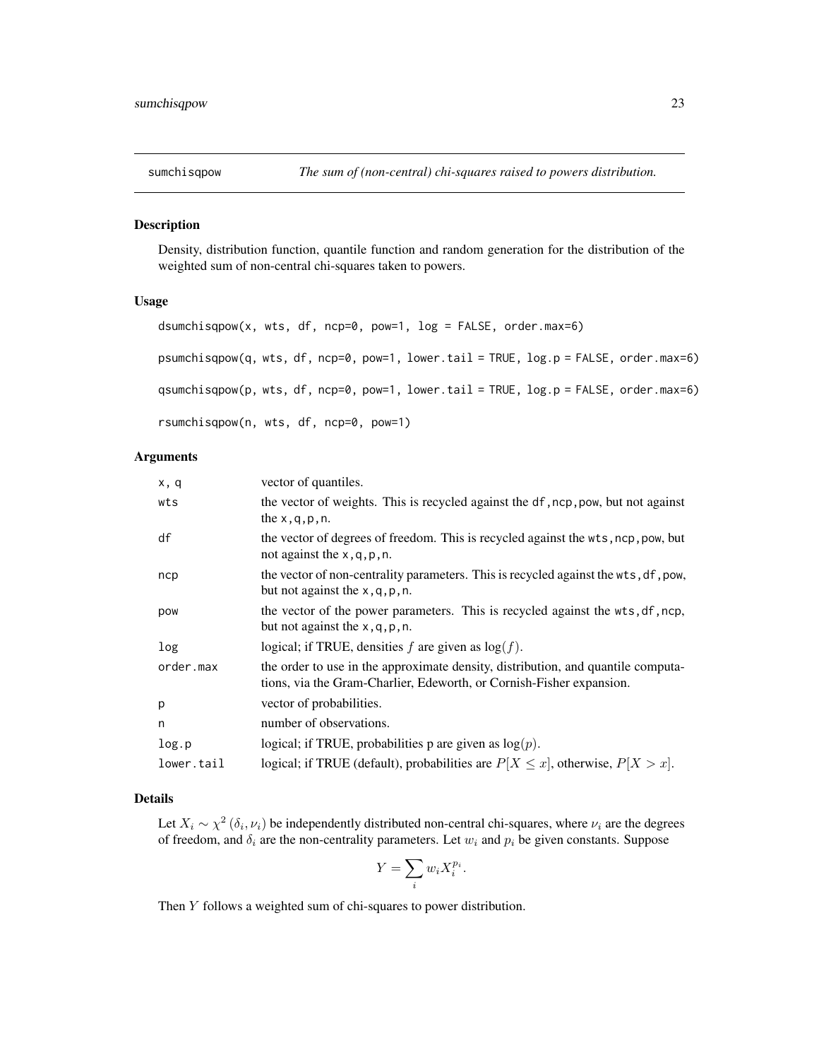## sumchisqpow *The sum of (non-central) chi-squares raised to powers distribution.*

### Description

Density, distribution function, quantile function and random generation for the distribution of the weighted sum of non-central chi-squares taken to powers.

### Usage

```
dsumchisqpow(x, wts, df, ncp=0, pow=1, log = FALSE, order.max=6)

psumchisqpow(q, wts, df, ncp=0, pow=1, lower.tail = TRUE, log.p = FALSE, order.max=6)

qsumchisqpow(p, wts, df, ncp=0, pow=1, lower.tail = TRUE, log.p = FALSE, order.max=6)

rsumchisqpow(n, wts, df, ncp=0, pow=1)
```

### Arguments

| | |
|---|---|
| `x, q` | vector of quantiles. |
| `wts` | the vector of weights. This is recycled against the `df,ncp,pow`, but not against the `x,q,p,n`. |
| `df` | the vector of degrees of freedom. This is recycled against the `wts,ncp,pow`, but not against the `x,q,p,n`. |
| `ncp` | the vector of non-centrality parameters. This is recycled against the `wts,df,pow`, but not against the `x,q,p,n`. |
| `pow` | the vector of the power parameters. This is recycled against the `wts,df,ncp`, but not against the `x,q,p,n`. |
| `log` | logical; if TRUE, densities $f$ are given as $\log(f)$. |
| `order.max` | the order to use in the approximate density, distribution, and quantile computations, via the Gram-Charlier, Edeworth, or Cornish-Fisher expansion. |
| `p` | vector of probabilities. |
| `n` | number of observations. |
| `log.p` | logical; if TRUE, probabilities p are given as $\log(p)$. |
| `lower.tail` | logical; if TRUE (default), probabilities are $P[X \le x]$, otherwise, $P[X > x]$. |

### Details

Let $X_i \sim \chi^2(\delta_i, \nu_i)$ be independently distributed non-central chi-squares, where $\nu_i$ are the degrees of freedom, and $\delta_i$ are the non-centrality parameters. Let $w_i$ and $p_i$ be given constants. Suppose

$$Y = \sum_i w_i X_i^{p_i}.$$

Then $Y$ follows a weighted sum of chi-squares to power distribution.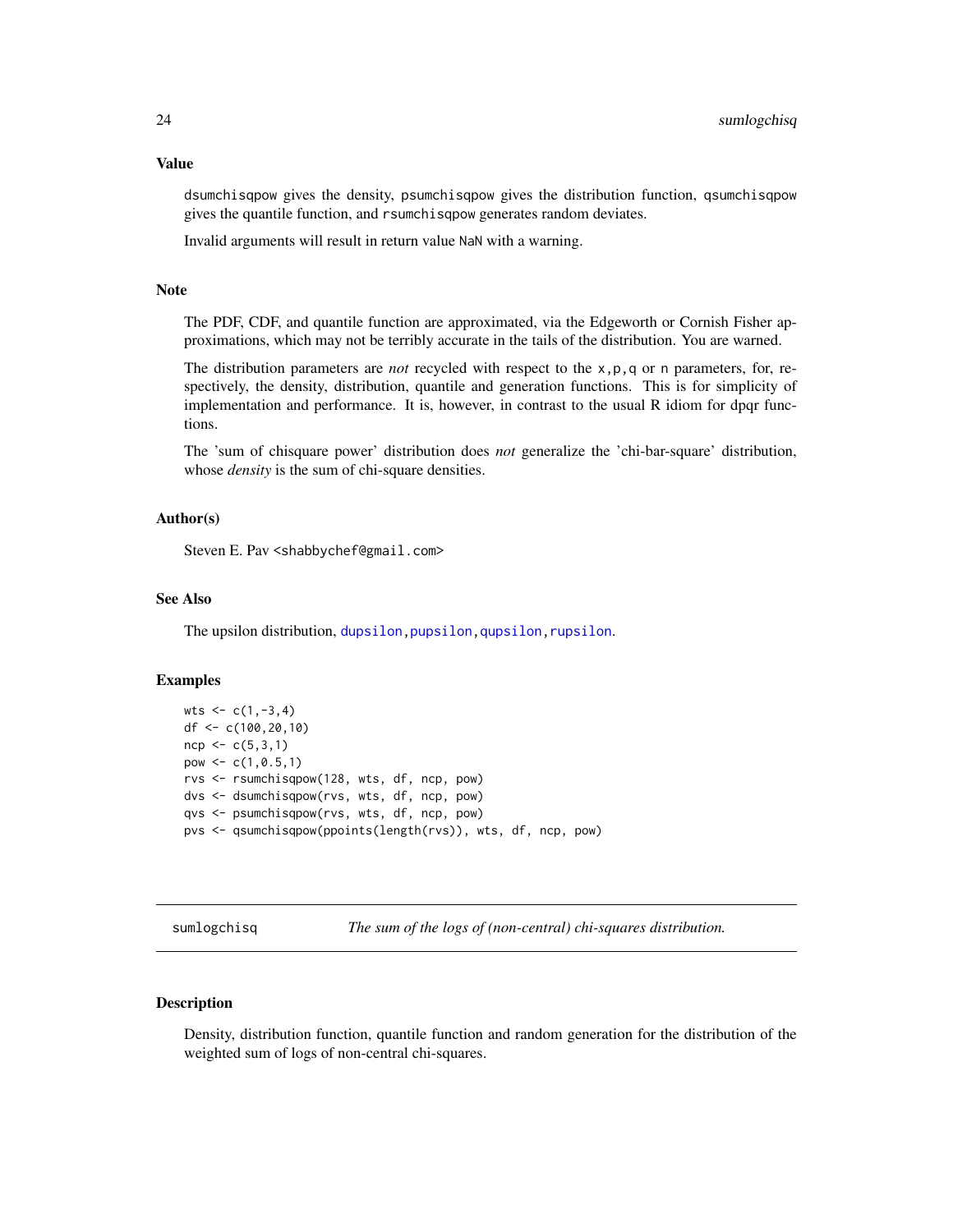### Value

dsumchisqpow gives the density, psumchisqpow gives the distribution function, qsumchisqpow gives the quantile function, and rsumchisqpow generates random deviates.

Invalid arguments will result in return value NaN with a warning.

### Note

The PDF, CDF, and quantile function are approximated, via the Edgeworth or Cornish Fisher approximations, which may not be terribly accurate in the tails of the distribution. You are warned.

The distribution parameters are *not* recycled with respect to the x,p,q or n parameters, for, respectively, the density, distribution, quantile and generation functions. This is for simplicity of implementation and performance. It is, however, in contrast to the usual R idiom for dpqr functions.

The 'sum of chisquare power' distribution does *not* generalize the 'chi-bar-square' distribution, whose *density* is the sum of chi-square densities.

### Author(s)

Steven E. Pav <shabbychef@gmail.com>

### See Also

The upsilon distribution, dupsilon, pupsilon, qupsilon, rupsilon.

### Examples

```
wts <- c(1,-3,4)
df <- c(100,20,10)
ncp <- c(5,3,1)
pow <- c(1,0.5,1)
rvs <- rsumchisqpow(128, wts, df, ncp, pow)
dvs <- dsumchisqpow(rvs, wts, df, ncp, pow)
qvs <- psumchisqpow(rvs, wts, df, ncp, pow)
pvs <- qsumchisqpow(ppoints(length(rvs)), wts, df, ncp, pow)
```

---

## sumlogchisq — *The sum of the logs of (non-central) chi-squares distribution.*

---

### Description

Density, distribution function, quantile function and random generation for the distribution of the weighted sum of logs of non-central chi-squares.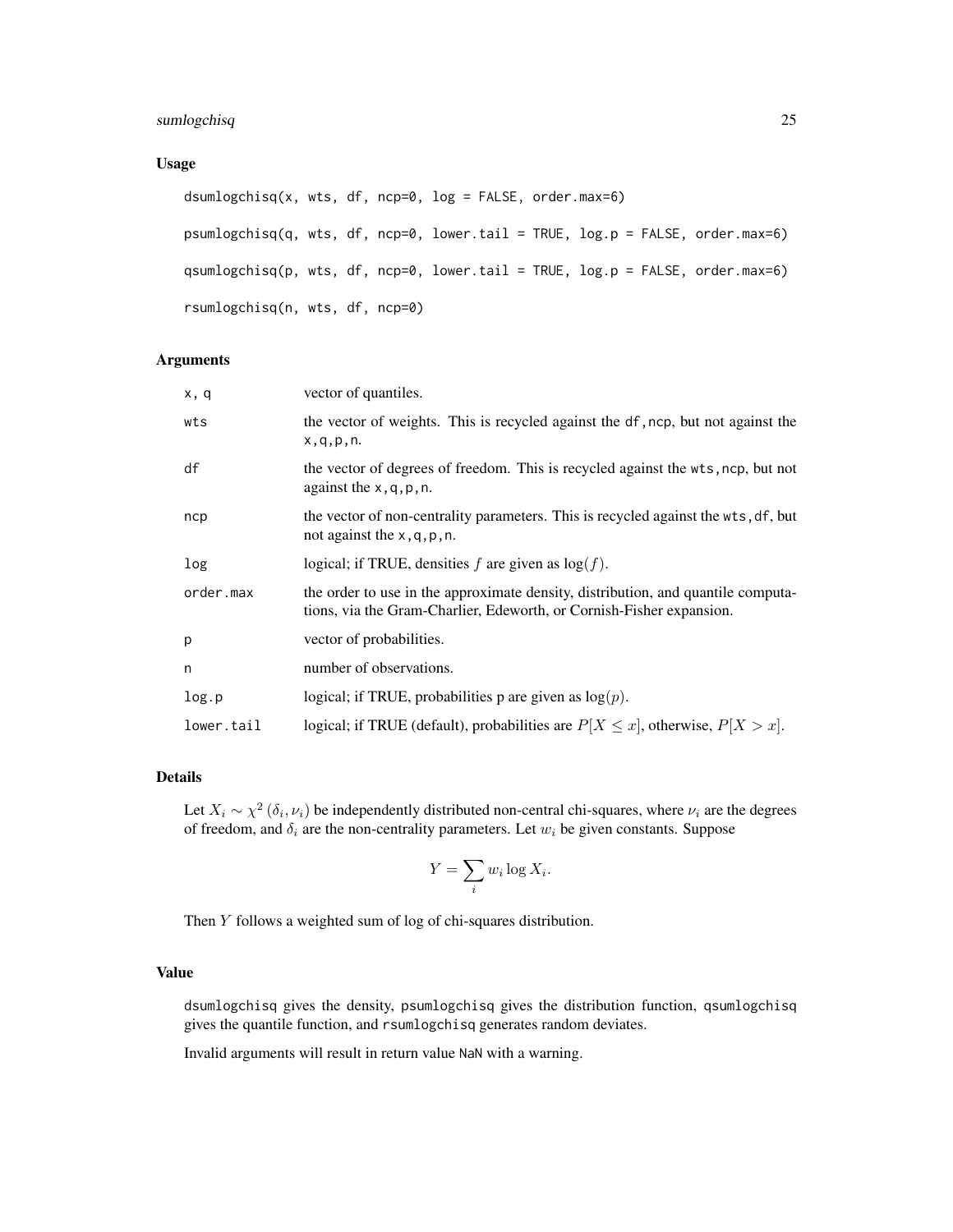## Usage

```
dsumlogchisq(x, wts, df, ncp=0, log = FALSE, order.max=6)

psumlogchisq(q, wts, df, ncp=0, lower.tail = TRUE, log.p = FALSE, order.max=6)

qsumlogchisq(p, wts, df, ncp=0, lower.tail = TRUE, log.p = FALSE, order.max=6)

rsumlogchisq(n, wts, df, ncp=0)
```

## Arguments

| | |
|---|---|
| x, q | vector of quantiles. |
| wts | the vector of weights. This is recycled against the df,ncp, but not against the x,q,p,n. |
| df | the vector of degrees of freedom. This is recycled against the wts,ncp, but not against the x,q,p,n. |
| ncp | the vector of non-centrality parameters. This is recycled against the wts,df, but not against the x,q,p,n. |
| log | logical; if TRUE, densities $f$ are given as $\log(f)$. |
| order.max | the order to use in the approximate density, distribution, and quantile computations, via the Gram-Charlier, Edeworth, or Cornish-Fisher expansion. |
| p | vector of probabilities. |
| n | number of observations. |
| log.p | logical; if TRUE, probabilities p are given as $\log(p)$. |
| lower.tail | logical; if TRUE (default), probabilities are $P[X \le x]$, otherwise, $P[X > x]$. |

## Details

Let $X_i \sim \chi^2(\delta_i, \nu_i)$ be independently distributed non-central chi-squares, where $\nu_i$ are the degrees of freedom, and $\delta_i$ are the non-centrality parameters. Let $w_i$ be given constants. Suppose

$$Y = \sum_i w_i \log X_i.$$

Then $Y$ follows a weighted sum of log of chi-squares distribution.

## Value

dsumlogchisq gives the density, psumlogchisq gives the distribution function, qsumlogchisq gives the quantile function, and rsumlogchisq generates random deviates.

Invalid arguments will result in return value NaN with a warning.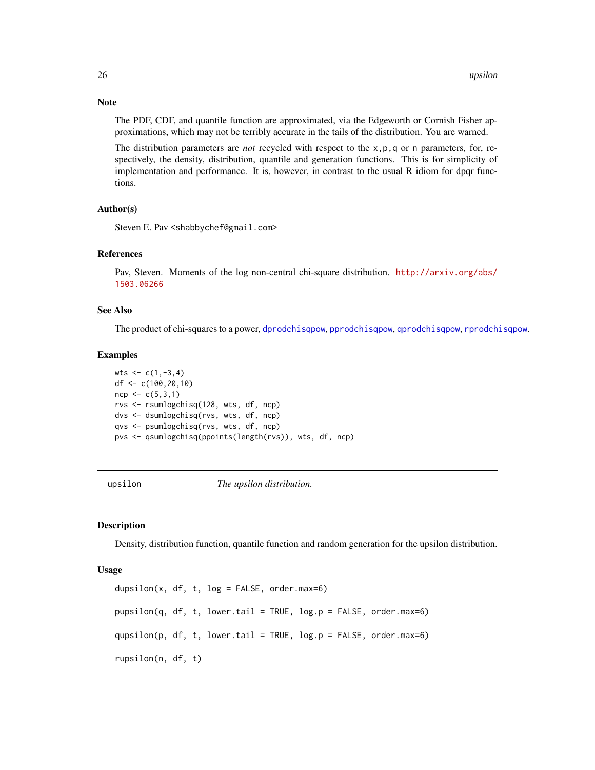### Note

The PDF, CDF, and quantile function are approximated, via the Edgeworth or Cornish Fisher approximations, which may not be terribly accurate in the tails of the distribution. You are warned.

The distribution parameters are *not* recycled with respect to the `x,p,q` or `n` parameters, for, respectively, the density, distribution, quantile and generation functions. This is for simplicity of implementation and performance. It is, however, in contrast to the usual R idiom for dpqr functions.

### Author(s)

Steven E. Pav <shabbychef@gmail.com>

### References

Pav, Steven. Moments of the log non-central chi-square distribution. http://arxiv.org/abs/1503.06266

### See Also

The product of chi-squares to a power, dprodchisqpow, pprodchisqpow, qprodchisqpow, rprodchisqpow.

### Examples

```
wts <- c(1,-3,4)
df <- c(100,20,10)
ncp <- c(5,3,1)
rvs <- rsumlogchisq(128, wts, df, ncp)
dvs <- dsumlogchisq(rvs, wts, df, ncp)
qvs <- psumlogchisq(rvs, wts, df, ncp)
pvs <- qsumlogchisq(ppoints(length(rvs)), wts, df, ncp)
```

---

## upsilon — *The upsilon distribution.*

---

### Description

Density, distribution function, quantile function and random generation for the upsilon distribution.

### Usage

```
dupsilon(x, df, t, log = FALSE, order.max=6)

pupsilon(q, df, t, lower.tail = TRUE, log.p = FALSE, order.max=6)

qupsilon(p, df, t, lower.tail = TRUE, log.p = FALSE, order.max=6)

rupsilon(n, df, t)
```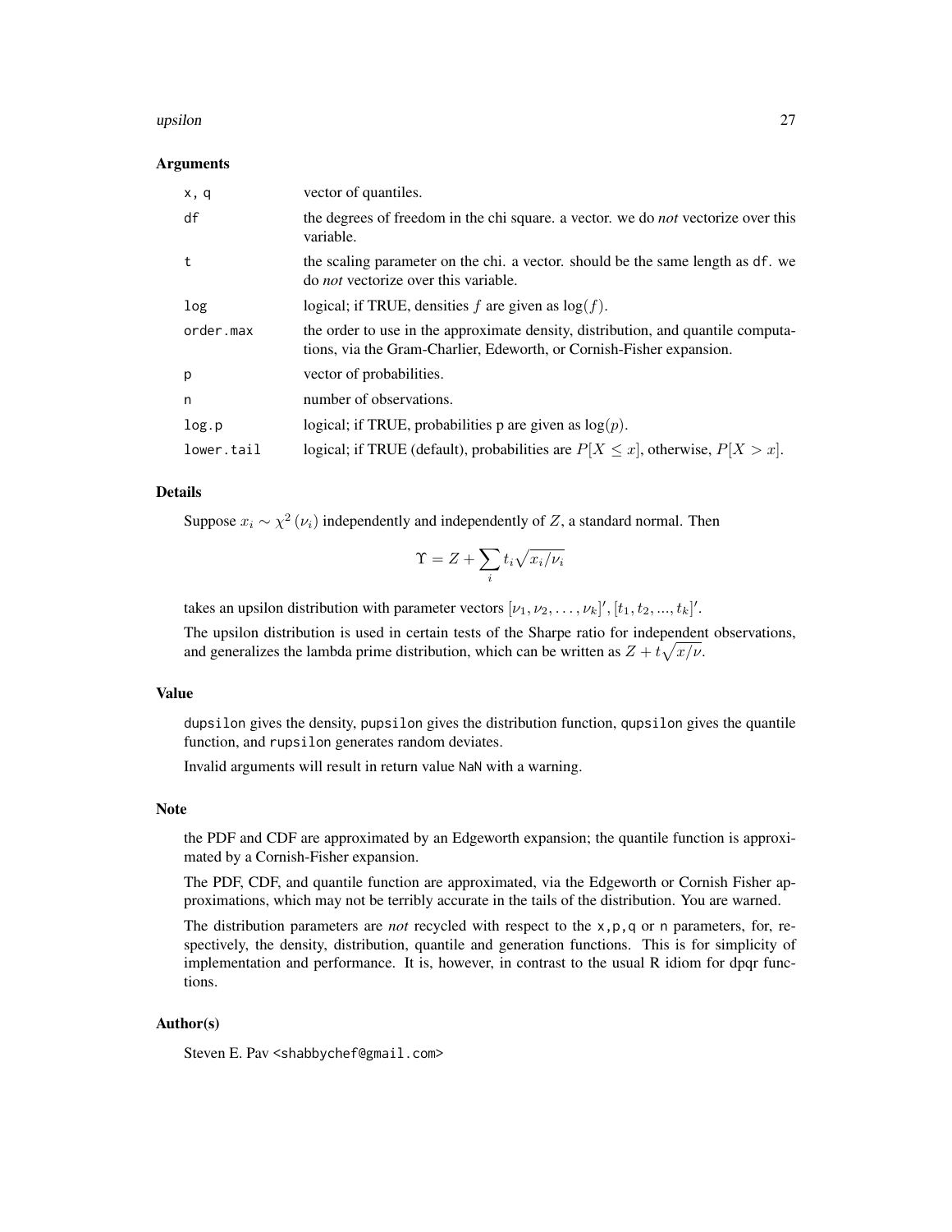## Arguments

| | |
|---|---|
| x, q | vector of quantiles. |
| df | the degrees of freedom in the chi square. a vector. we do *not* vectorize over this variable. |
| t | the scaling parameter on the chi. a vector. should be the same length as df. we do *not* vectorize over this variable. |
| log | logical; if TRUE, densities $f$ are given as $\log(f)$. |
| order.max | the order to use in the approximate density, distribution, and quantile computations, via the Gram-Charlier, Edeworth, or Cornish-Fisher expansion. |
| p | vector of probabilities. |
| n | number of observations. |
| log.p | logical; if TRUE, probabilities p are given as $\log(p)$. |
| lower.tail | logical; if TRUE (default), probabilities are $P[X \le x]$, otherwise, $P[X > x]$. |

## Details

Suppose $x_i \sim \chi^2(\nu_i)$ independently and independently of $Z$, a standard normal. Then

$$\Upsilon = Z + \sum_i t_i \sqrt{x_i/\nu_i}$$

takes an upsilon distribution with parameter vectors $[\nu_1, \nu_2, \ldots, \nu_k]', [t_1, t_2, ..., t_k]'$.

The upsilon distribution is used in certain tests of the Sharpe ratio for independent observations, and generalizes the lambda prime distribution, which can be written as $Z + t\sqrt{x/\nu}$.

## Value

dupsilon gives the density, pupsilon gives the distribution function, qupsilon gives the quantile function, and rupsilon generates random deviates.

Invalid arguments will result in return value NaN with a warning.

## Note

the PDF and CDF are approximated by an Edgeworth expansion; the quantile function is approximated by a Cornish-Fisher expansion.

The PDF, CDF, and quantile function are approximated, via the Edgeworth or Cornish Fisher approximations, which may not be terribly accurate in the tails of the distribution. You are warned.

The distribution parameters are *not* recycled with respect to the x,p,q or n parameters, for, respectively, the density, distribution, quantile and generation functions. This is for simplicity of implementation and performance. It is, however, in contrast to the usual R idiom for dpqr functions.

## Author(s)

Steven E. Pav <shabbychef@gmail.com>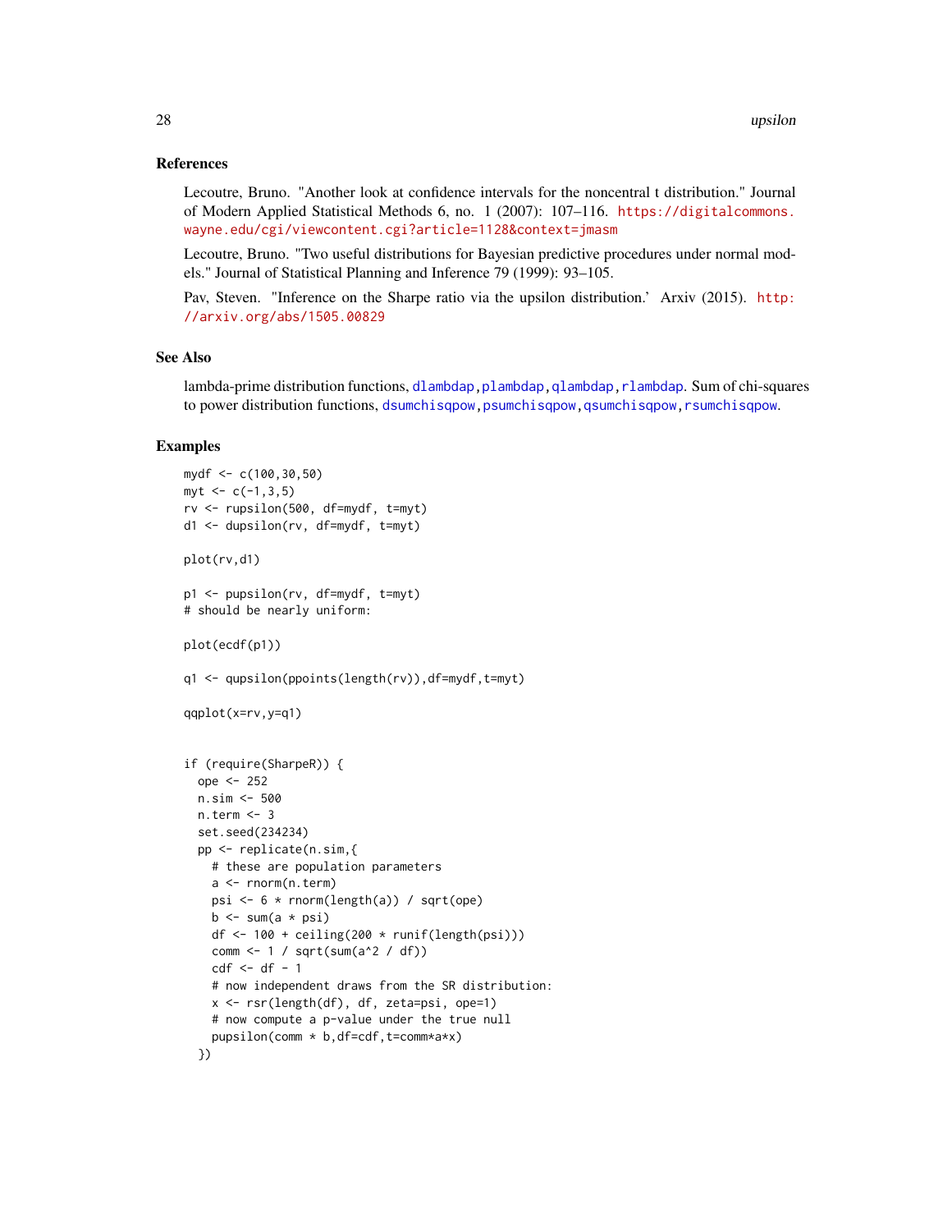## References

Lecoutre, Bruno. "Another look at confidence intervals for the noncentral t distribution." Journal of Modern Applied Statistical Methods 6, no. 1 (2007): 107–116. https://digitalcommons.wayne.edu/cgi/viewcontent.cgi?article=1128&context=jmasm

Lecoutre, Bruno. "Two useful distributions for Bayesian predictive procedures under normal models." Journal of Statistical Planning and Inference 79 (1999): 93–105.

Pav, Steven. "Inference on the Sharpe ratio via the upsilon distribution.' Arxiv (2015). http://arxiv.org/abs/1505.00829

## See Also

lambda-prime distribution functions, dlambdap, plambdap, qlambdap, rlambdap. Sum of chi-squares to power distribution functions, dsumchisqpow, psumchisqpow, qsumchisqpow, rsumchisqpow.

## Examples

```
mydf <- c(100,30,50)
myt <- c(-1,3,5)
rv <- rupsilon(500, df=mydf, t=myt)
d1 <- dupsilon(rv, df=mydf, t=myt)

plot(rv,d1)

p1 <- pupsilon(rv, df=mydf, t=myt)
# should be nearly uniform:

plot(ecdf(p1))

q1 <- qupsilon(ppoints(length(rv)),df=mydf,t=myt)

qqplot(x=rv,y=q1)


if (require(SharpeR)) {
  ope <- 252
  n.sim <- 500
  n.term <- 3
  set.seed(234234)
  pp <- replicate(n.sim,{
    # these are population parameters
    a <- rnorm(n.term)
    psi <- 6 * rnorm(length(a)) / sqrt(ope)
    b <- sum(a * psi)
    df <- 100 + ceiling(200 * runif(length(psi)))
    comm <- 1 / sqrt(sum(a^2 / df))
    cdf <- df - 1
    # now independent draws from the SR distribution:
    x <- rsr(length(df), df, zeta=psi, ope=1)
    # now compute a p-value under the true null
    pupsilon(comm * b,df=cdf,t=comm*a*x)
  })
```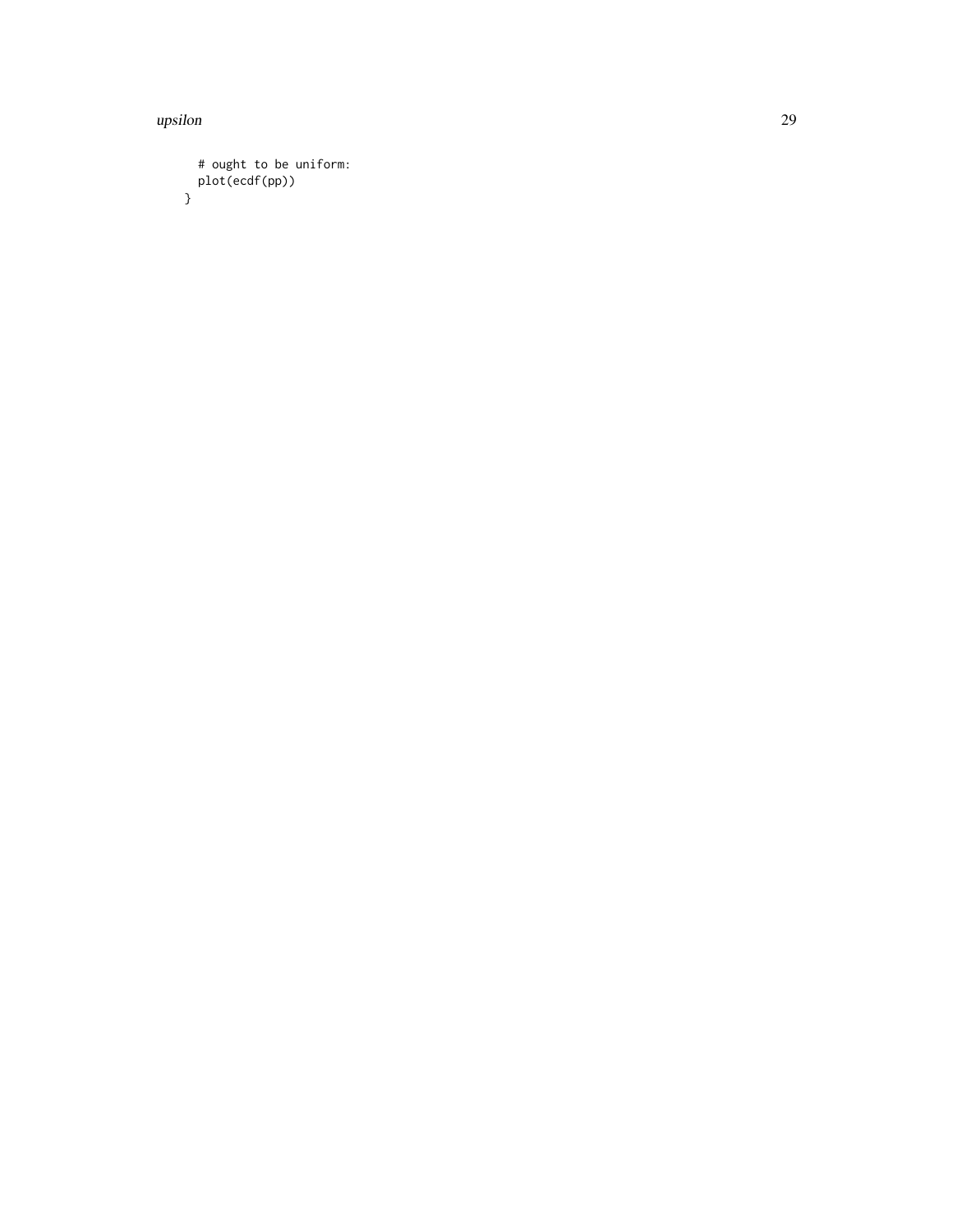```
  # ought to be uniform:
  plot(ecdf(pp))
}
```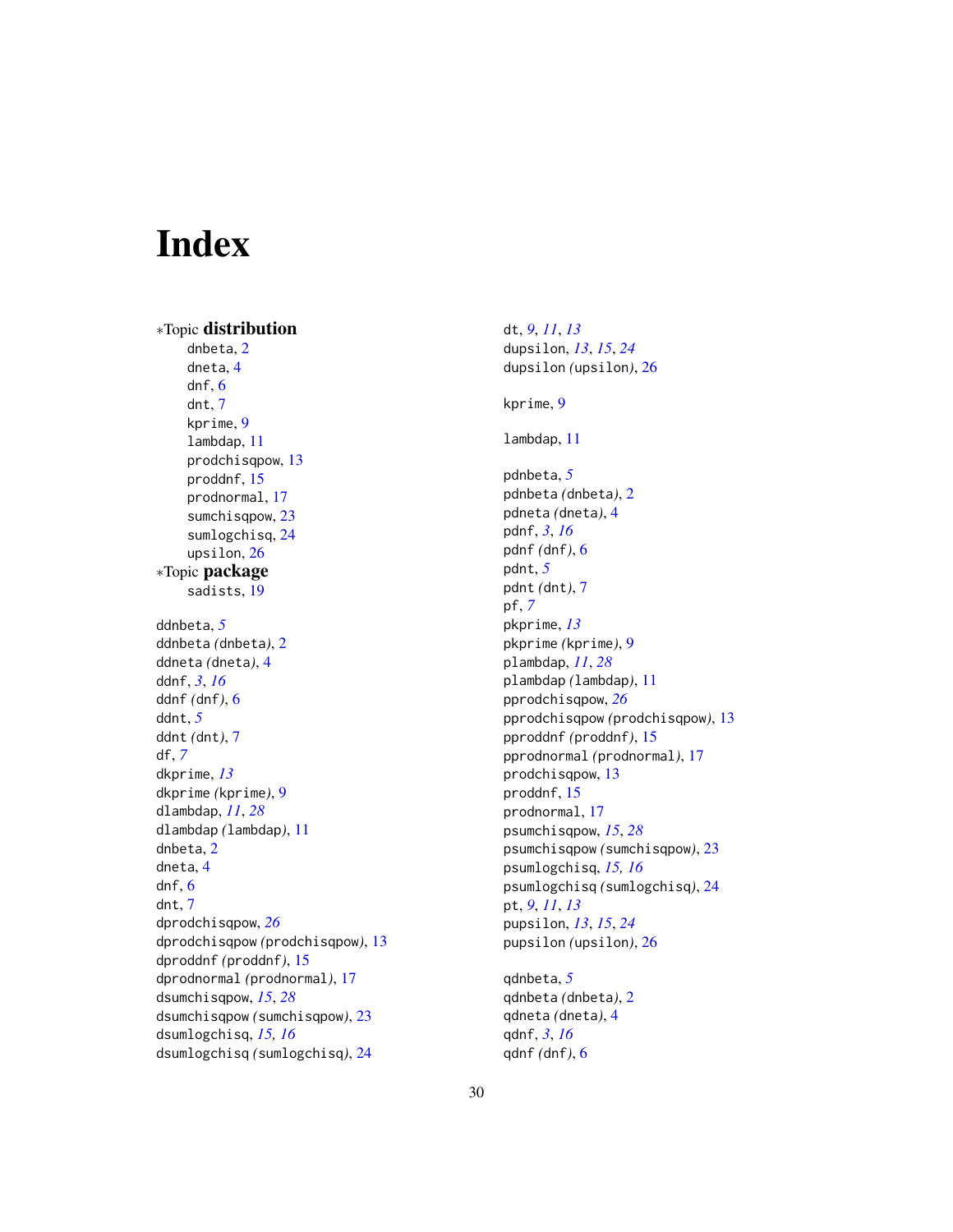# Index

*Topic **distribution**

- dnbeta, 2
- dneta, 4
- dnf, 6
- dnt, 7
- kprime, 9
- lambdap, 11
- prodchisqpow, 13
- proddnf, 15
- prodnormal, 17
- sumchisqpow, 23
- sumlogchisq, 24
- upsilon, 26

*Topic **package**

- sadists, 19

ddnbeta, *5*
ddnbeta *(*dnbeta*)*, 2
ddneta *(*dneta*)*, 4
ddnf, *3*, *16*
ddnf *(*dnf*)*, 6
ddnt, *5*
ddnt *(*dnt*)*, 7
df, *7*
dkprime, *13*
dkprime *(*kprime*)*, 9
dlambdap, *11*, *28*
dlambdap *(*lambdap*)*, 11
dnbeta, 2
dneta, 4
dnf, 6
dnt, 7
dprodchisqpow, *26*
dprodchisqpow *(*prodchisqpow*)*, 13
dproddnf *(*proddnf*)*, 15
dprodnormal *(*prodnormal*)*, 17
dsumchisqpow, *15*, *28*
dsumchisqpow *(*sumchisqpow*)*, 23
dsumlogchisq, *15*, *16*
dsumlogchisq *(*sumlogchisq*)*, 24
dt, *9*, *11*, *13*
dupsilon, *13*, *15*, *24*
dupsilon *(*upsilon*)*, 26

kprime, 9

lambdap, 11

pdnbeta, *5*
pdnbeta *(*dnbeta*)*, 2
pdneta *(*dneta*)*, 4
pdnf, *3*, *16*
pdnf *(*dnf*)*, 6
pdnt, *5*
pdnt *(*dnt*)*, 7
pf, *7*
pkprime, *13*
pkprime *(*kprime*)*, 9
plambdap, *11*, *28*
plambdap *(*lambdap*)*, 11
pprodchisqpow, *26*
pprodchisqpow *(*prodchisqpow*)*, 13
pproddnf *(*proddnf*)*, 15
pprodnormal *(*prodnormal*)*, 17
prodchisqpow, 13
proddnf, 15
prodnormal, 17
psumchisqpow, *15*, *28*
psumchisqpow *(*sumchisqpow*)*, 23
psumlogchisq, *15*, *16*
psumlogchisq *(*sumlogchisq*)*, 24
pt, *9*, *11*, *13*
pupsilon, *13*, *15*, *24*
pupsilon *(*upsilon*)*, 26

qdnbeta, *5*
qdnbeta *(*dnbeta*)*, 2
qdneta *(*dneta*)*, 4
qdnf, *3*, *16*
qdnf *(*dnf*)*, 6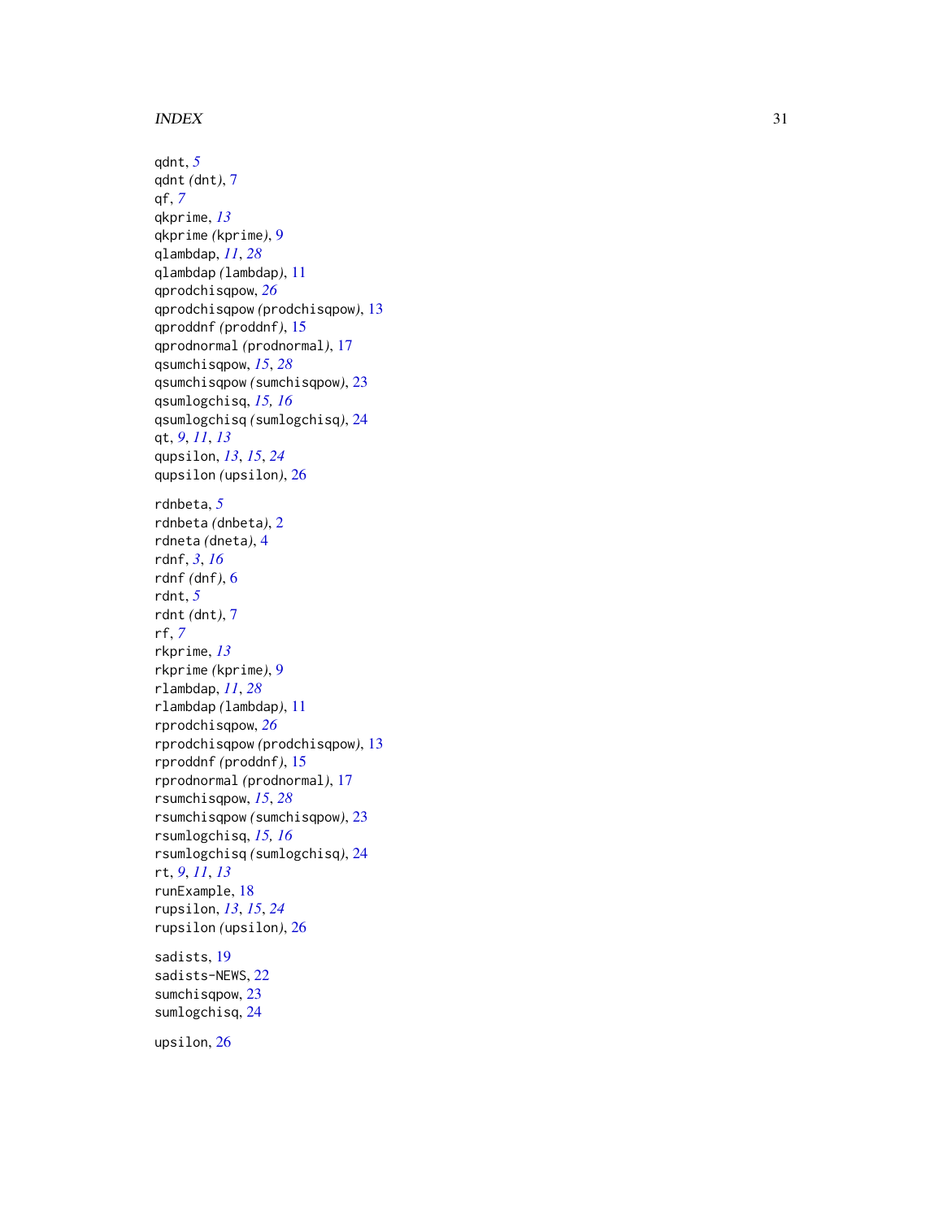qdnt, *5*
qdnt *(*dnt*)*, 7
qf, *7*
qkprime, *13*
qkprime *(*kprime*)*, 9
qlambdap, *11*, *28*
qlambdap *(*lambdap*)*, 11
qprodchisqpow, *26*
qprodchisqpow *(*prodchisqpow*)*, 13
qproddnf *(*proddnf*)*, 15
qprodnormal *(*prodnormal*)*, 17
qsumchisqpow, *15*, *28*
qsumchisqpow *(*sumchisqpow*)*, 23
qsumlogchisq, *15, 16*
qsumlogchisq *(*sumlogchisq*)*, 24
qt, *9*, *11*, *13*
qupsilon, *13*, *15*, *24*
qupsilon *(*upsilon*)*, 26

rdnbeta, *5*
rdnbeta *(*dnbeta*)*, 2
rdneta *(*dneta*)*, 4
rdnf, *3*, *16*
rdnf *(*dnf*)*, 6
rdnt, *5*
rdnt *(*dnt*)*, 7
rf, *7*
rkprime, *13*
rkprime *(*kprime*)*, 9
rlambdap, *11*, *28*
rlambdap *(*lambdap*)*, 11
rprodchisqpow, *26*
rprodchisqpow *(*prodchisqpow*)*, 13
rproddnf *(*proddnf*)*, 15
rprodnormal *(*prodnormal*)*, 17
rsumchisqpow, *15*, *28*
rsumchisqpow *(*sumchisqpow*)*, 23
rsumlogchisq, *15, 16*
rsumlogchisq *(*sumlogchisq*)*, 24
rt, *9*, *11*, *13*
runExample, 18
rupsilon, *13*, *15*, *24*
rupsilon *(*upsilon*)*, 26

sadists, 19
sadists-NEWS, 22
sumchisqpow, 23
sumlogchisq, 24

upsilon, 26